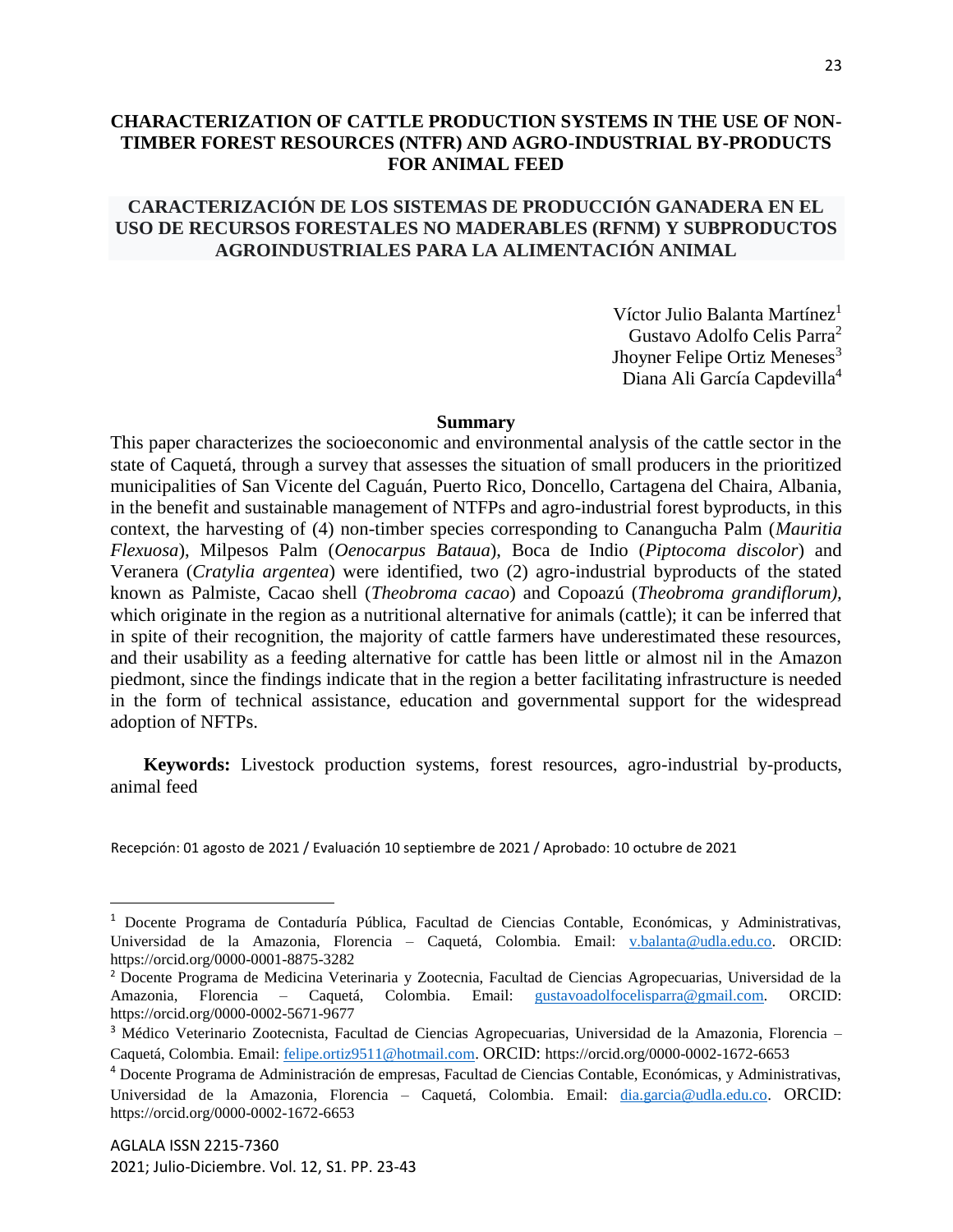# CHARACTERIZATION OF CATTLE PRODUCTION SYSTEMS IN THE USE OF NON-TIMBER FOREST RESOURCES (NTFR) AND AGRO-INDUSTRIAL BY-PRODUCTS FOR ANIMAL FEED

# CARACTERIZACIÓN DE LOS SISTEMAS DE PRODUCCIÓN GANADERA EN EL USO DE RECURSOS FORESTALES NO MADERABLES (RFNM) Y SUBPRODUCTOS AGROINDUSTRIALES PARA LA ALIMENTACIÓN ANIMAL

Víctor Julio Balanta Martínez[1]
Gustavo Adolfo Celis Parra[2]
Jhoyner Felipe Ortiz Meneses[3]
Diana Ali García Capdevilla[4]

## Summary

This paper characterizes the socioeconomic and environmental analysis of the cattle sector in the state of Caquetá, through a survey that assesses the situation of small producers in the prioritized municipalities of San Vicente del Caguán, Puerto Rico, Doncello, Cartagena del Chaira, Albania, in the benefit and sustainable management of NTFPs and agro-industrial forest byproducts, in this context, the harvesting of (4) non-timber species corresponding to Canangucha Palm (*Mauritia Flexuosa*), Milpesos Palm (*Oenocarpus Bataua*), Boca de Indio (*Piptocoma discolor*) and Veranera (*Cratylia argentea*) were identified, two (2) agro-industrial byproducts of the stated known as Palmiste, Cacao shell (*Theobroma cacao*) and Copoazú (*Theobroma grandiflorum)*, which originate in the region as a nutritional alternative for animals (cattle); it can be inferred that in spite of their recognition, the majority of cattle farmers have underestimated these resources, and their usability as a feeding alternative for cattle has been little or almost nil in the Amazon piedmont, since the findings indicate that in the region a better facilitating infrastructure is needed in the form of technical assistance, education and governmental support for the widespread adoption of NFTPs.

**Keywords:** Livestock production systems, forest resources, agro-industrial by-products, animal feed

Recepción: 01 agosto de 2021 / Evaluación 10 septiembre de 2021 / Aprobado: 10 octubre de 2021

---

[1] Docente Programa de Contaduría Pública, Facultad de Ciencias Contable, Económicas, y Administrativas, Universidad de la Amazonia, Florencia – Caquetá, Colombia. Email: v.balanta@udla.edu.co. ORCID: https://orcid.org/0000-0001-8875-3282

[2] Docente Programa de Medicina Veterinaria y Zootecnia, Facultad de Ciencias Agropecuarias, Universidad de la Amazonia, Florencia – Caquetá, Colombia. Email: gustavoadolfocelisparra@gmail.com. ORCID: https://orcid.org/0000-0002-5671-9677

[3] Médico Veterinario Zootecnista, Facultad de Ciencias Agropecuarias, Universidad de la Amazonia, Florencia – Caquetá, Colombia. Email: felipe.ortiz9511@hotmail.com. ORCID: https://orcid.org/0000-0002-1672-6653

[4] Docente Programa de Administración de empresas, Facultad de Ciencias Contable, Económicas, y Administrativas, Universidad de la Amazonia, Florencia – Caquetá, Colombia. Email: dia.garcia@udla.edu.co. ORCID: https://orcid.org/0000-0002-1672-6653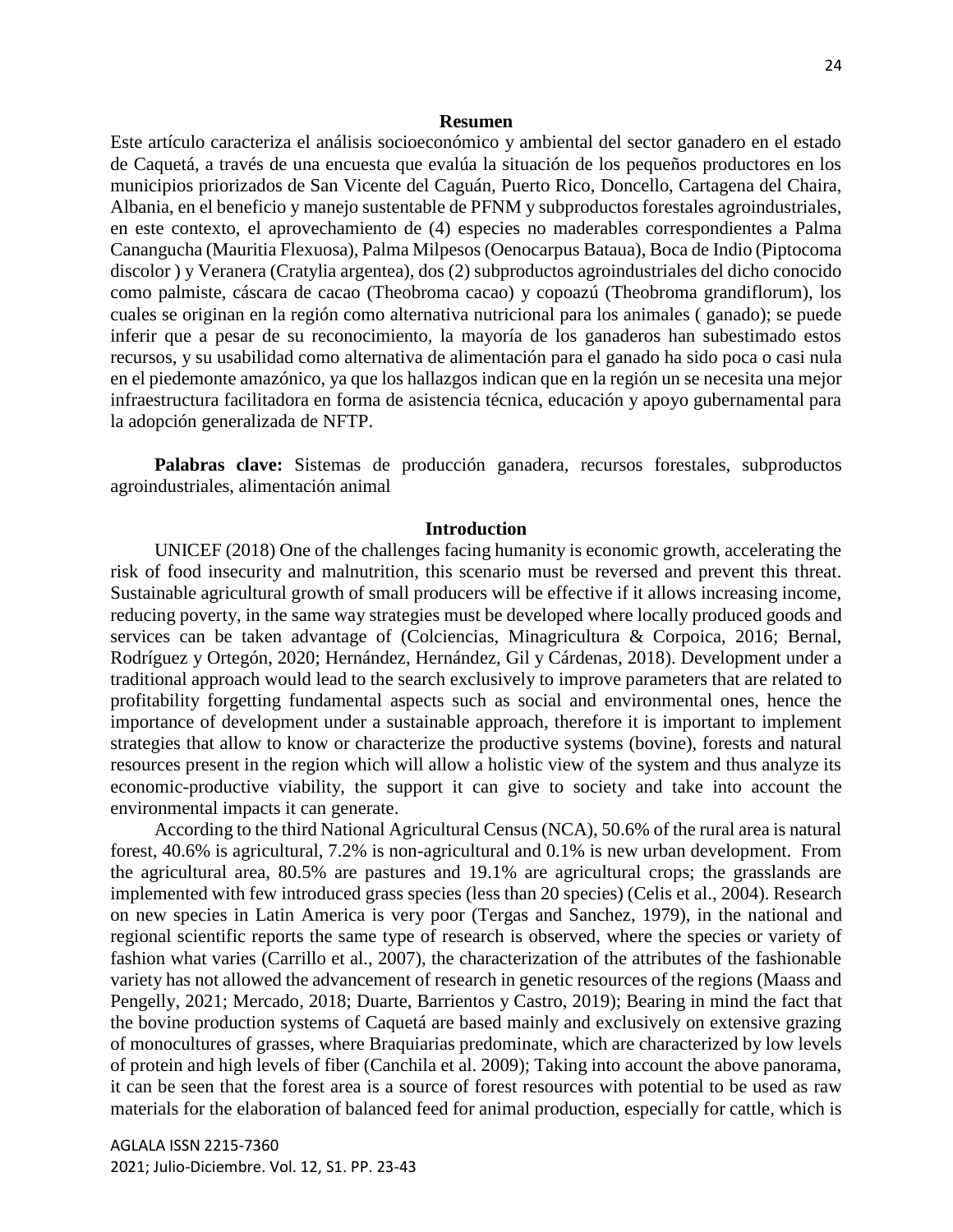## Resumen

Este artículo caracteriza el análisis socioeconómico y ambiental del sector ganadero en el estado de Caquetá, a través de una encuesta que evalúa la situación de los pequeños productores en los municipios priorizados de San Vicente del Caguán, Puerto Rico, Doncello, Cartagena del Chaira, Albania, en el beneficio y manejo sustentable de PFNM y subproductos forestales agroindustriales, en este contexto, el aprovechamiento de (4) especies no maderables correspondientes a Palma Canangucha (Mauritia Flexuosa), Palma Milpesos (Oenocarpus Bataua), Boca de Indio (Piptocoma discolor ) y Veranera (Cratylia argentea), dos (2) subproductos agroindustriales del dicho conocido como palmiste, cáscara de cacao (Theobroma cacao) y copoazú (Theobroma grandiflorum), los cuales se originan en la región como alternativa nutricional para los animales ( ganado); se puede inferir que a pesar de su reconocimiento, la mayoría de los ganaderos han subestimado estos recursos, y su usabilidad como alternativa de alimentación para el ganado ha sido poca o casi nula en el piedemonte amazónico, ya que los hallazgos indican que en la región un se necesita una mejor infraestructura facilitadora en forma de asistencia técnica, educación y apoyo gubernamental para la adopción generalizada de NFTP.

**Palabras clave:** Sistemas de producción ganadera, recursos forestales, subproductos agroindustriales, alimentación animal

## Introduction

UNICEF (2018) One of the challenges facing humanity is economic growth, accelerating the risk of food insecurity and malnutrition, this scenario must be reversed and prevent this threat. Sustainable agricultural growth of small producers will be effective if it allows increasing income, reducing poverty, in the same way strategies must be developed where locally produced goods and services can be taken advantage of (Colciencias, Minagricultura & Corpoica, 2016; Bernal, Rodríguez y Ortegón, 2020; Hernández, Hernández, Gil y Cárdenas, 2018). Development under a traditional approach would lead to the search exclusively to improve parameters that are related to profitability forgetting fundamental aspects such as social and environmental ones, hence the importance of development under a sustainable approach, therefore it is important to implement strategies that allow to know or characterize the productive systems (bovine), forests and natural resources present in the region which will allow a holistic view of the system and thus analyze its economic-productive viability, the support it can give to society and take into account the environmental impacts it can generate.

According to the third National Agricultural Census (NCA), 50.6% of the rural area is natural forest, 40.6% is agricultural, 7.2% is non-agricultural and 0.1% is new urban development. From the agricultural area, 80.5% are pastures and 19.1% are agricultural crops; the grasslands are implemented with few introduced grass species (less than 20 species) (Celis et al., 2004). Research on new species in Latin America is very poor (Tergas and Sanchez, 1979), in the national and regional scientific reports the same type of research is observed, where the species or variety of fashion what varies (Carrillo et al., 2007), the characterization of the attributes of the fashionable variety has not allowed the advancement of research in genetic resources of the regions (Maass and Pengelly, 2021; Mercado, 2018; Duarte, Barrientos y Castro, 2019); Bearing in mind the fact that the bovine production systems of Caquetá are based mainly and exclusively on extensive grazing of monocultures of grasses, where Braquiarias predominate, which are characterized by low levels of protein and high levels of fiber (Canchila et al. 2009); Taking into account the above panorama, it can be seen that the forest area is a source of forest resources with potential to be used as raw materials for the elaboration of balanced feed for animal production, especially for cattle, which is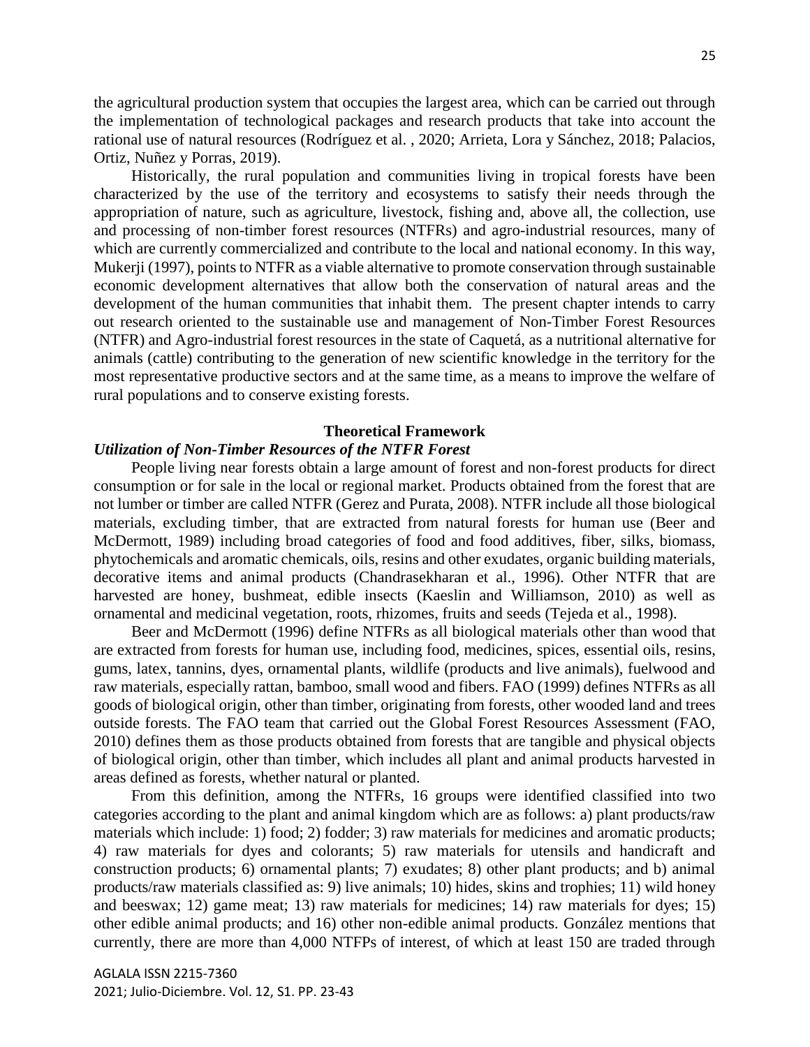the agricultural production system that occupies the largest area, which can be carried out through the implementation of technological packages and research products that take into account the rational use of natural resources (Rodríguez et al. , 2020; Arrieta, Lora y Sánchez, 2018; Palacios, Ortiz, Nuñez y Porras, 2019).

Historically, the rural population and communities living in tropical forests have been characterized by the use of the territory and ecosystems to satisfy their needs through the appropriation of nature, such as agriculture, livestock, fishing and, above all, the collection, use and processing of non-timber forest resources (NTFRs) and agro-industrial resources, many of which are currently commercialized and contribute to the local and national economy. In this way, Mukerji (1997), points to NTFR as a viable alternative to promote conservation through sustainable economic development alternatives that allow both the conservation of natural areas and the development of the human communities that inhabit them. The present chapter intends to carry out research oriented to the sustainable use and management of Non-Timber Forest Resources (NTFR) and Agro-industrial forest resources in the state of Caquetá, as a nutritional alternative for animals (cattle) contributing to the generation of new scientific knowledge in the territory for the most representative productive sectors and at the same time, as a means to improve the welfare of rural populations and to conserve existing forests.

## Theoretical Framework

### *Utilization of Non-Timber Resources of the NTFR Forest*

People living near forests obtain a large amount of forest and non-forest products for direct consumption or for sale in the local or regional market. Products obtained from the forest that are not lumber or timber are called NTFR (Gerez and Purata, 2008). NTFR include all those biological materials, excluding timber, that are extracted from natural forests for human use (Beer and McDermott, 1989) including broad categories of food and food additives, fiber, silks, biomass, phytochemicals and aromatic chemicals, oils, resins and other exudates, organic building materials, decorative items and animal products (Chandrasekharan et al., 1996). Other NTFR that are harvested are honey, bushmeat, edible insects (Kaeslin and Williamson, 2010) as well as ornamental and medicinal vegetation, roots, rhizomes, fruits and seeds (Tejeda et al., 1998).

Beer and McDermott (1996) define NTFRs as all biological materials other than wood that are extracted from forests for human use, including food, medicines, spices, essential oils, resins, gums, latex, tannins, dyes, ornamental plants, wildlife (products and live animals), fuelwood and raw materials, especially rattan, bamboo, small wood and fibers. FAO (1999) defines NTFRs as all goods of biological origin, other than timber, originating from forests, other wooded land and trees outside forests. The FAO team that carried out the Global Forest Resources Assessment (FAO, 2010) defines them as those products obtained from forests that are tangible and physical objects of biological origin, other than timber, which includes all plant and animal products harvested in areas defined as forests, whether natural or planted.

From this definition, among the NTFRs, 16 groups were identified classified into two categories according to the plant and animal kingdom which are as follows: a) plant products/raw materials which include: 1) food; 2) fodder; 3) raw materials for medicines and aromatic products; 4) raw materials for dyes and colorants; 5) raw materials for utensils and handicraft and construction products; 6) ornamental plants; 7) exudates; 8) other plant products; and b) animal products/raw materials classified as: 9) live animals; 10) hides, skins and trophies; 11) wild honey and beeswax; 12) game meat; 13) raw materials for medicines; 14) raw materials for dyes; 15) other edible animal products; and 16) other non-edible animal products. González mentions that currently, there are more than 4,000 NTFPs of interest, of which at least 150 are traded through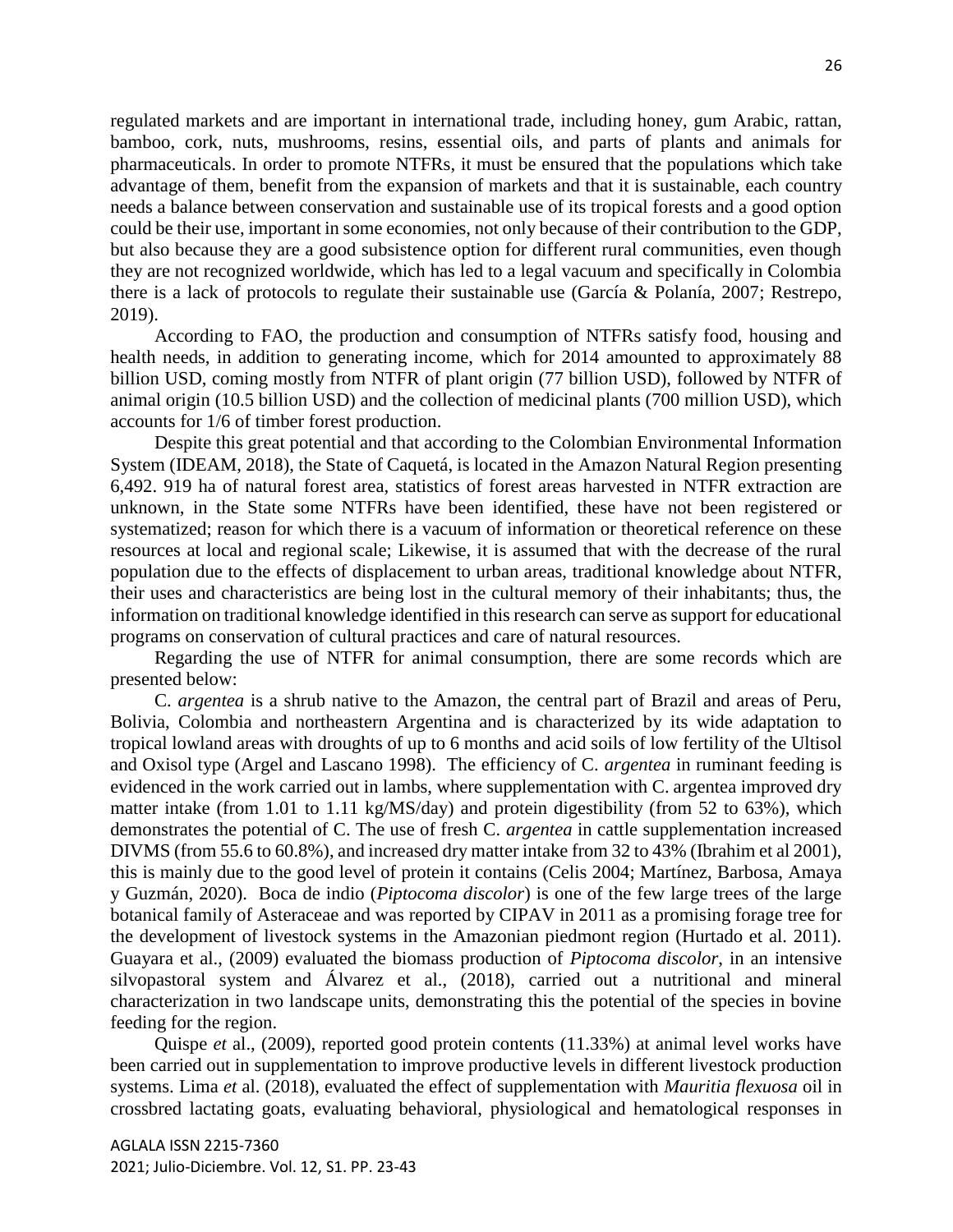regulated markets and are important in international trade, including honey, gum Arabic, rattan, bamboo, cork, nuts, mushrooms, resins, essential oils, and parts of plants and animals for pharmaceuticals. In order to promote NTFRs, it must be ensured that the populations which take advantage of them, benefit from the expansion of markets and that it is sustainable, each country needs a balance between conservation and sustainable use of its tropical forests and a good option could be their use, important in some economies, not only because of their contribution to the GDP, but also because they are a good subsistence option for different rural communities, even though they are not recognized worldwide, which has led to a legal vacuum and specifically in Colombia there is a lack of protocols to regulate their sustainable use (García & Polanía, 2007; Restrepo, 2019).

According to FAO, the production and consumption of NTFRs satisfy food, housing and health needs, in addition to generating income, which for 2014 amounted to approximately 88 billion USD, coming mostly from NTFR of plant origin (77 billion USD), followed by NTFR of animal origin (10.5 billion USD) and the collection of medicinal plants (700 million USD), which accounts for 1/6 of timber forest production.

Despite this great potential and that according to the Colombian Environmental Information System (IDEAM, 2018), the State of Caquetá, is located in the Amazon Natural Region presenting 6,492. 919 ha of natural forest area, statistics of forest areas harvested in NTFR extraction are unknown, in the State some NTFRs have been identified, these have not been registered or systematized; reason for which there is a vacuum of information or theoretical reference on these resources at local and regional scale; Likewise, it is assumed that with the decrease of the rural population due to the effects of displacement to urban areas, traditional knowledge about NTFR, their uses and characteristics are being lost in the cultural memory of their inhabitants; thus, the information on traditional knowledge identified in this research can serve as support for educational programs on conservation of cultural practices and care of natural resources.

Regarding the use of NTFR for animal consumption, there are some records which are presented below:

C. *argentea* is a shrub native to the Amazon, the central part of Brazil and areas of Peru, Bolivia, Colombia and northeastern Argentina and is characterized by its wide adaptation to tropical lowland areas with droughts of up to 6 months and acid soils of low fertility of the Ultisol and Oxisol type (Argel and Lascano 1998). The efficiency of C. *argentea* in ruminant feeding is evidenced in the work carried out in lambs, where supplementation with C. argentea improved dry matter intake (from 1.01 to 1.11 kg/MS/day) and protein digestibility (from 52 to 63%), which demonstrates the potential of C. The use of fresh C. *argentea* in cattle supplementation increased DIVMS (from 55.6 to 60.8%), and increased dry matter intake from 32 to 43% (Ibrahim et al 2001), this is mainly due to the good level of protein it contains (Celis 2004; Martínez, Barbosa, Amaya y Guzmán, 2020). Boca de indio (*Piptocoma discolor*) is one of the few large trees of the large botanical family of Asteraceae and was reported by CIPAV in 2011 as a promising forage tree for the development of livestock systems in the Amazonian piedmont region (Hurtado et al. 2011). Guayara et al., (2009) evaluated the biomass production of *Piptocoma discolor*, in an intensive silvopastoral system and Álvarez et al., (2018), carried out a nutritional and mineral characterization in two landscape units, demonstrating this the potential of the species in bovine feeding for the region.

Quispe *et* al., (2009), reported good protein contents (11.33%) at animal level works have been carried out in supplementation to improve productive levels in different livestock production systems. Lima *et* al. (2018), evaluated the effect of supplementation with *Mauritia flexuosa* oil in crossbred lactating goats, evaluating behavioral, physiological and hematological responses in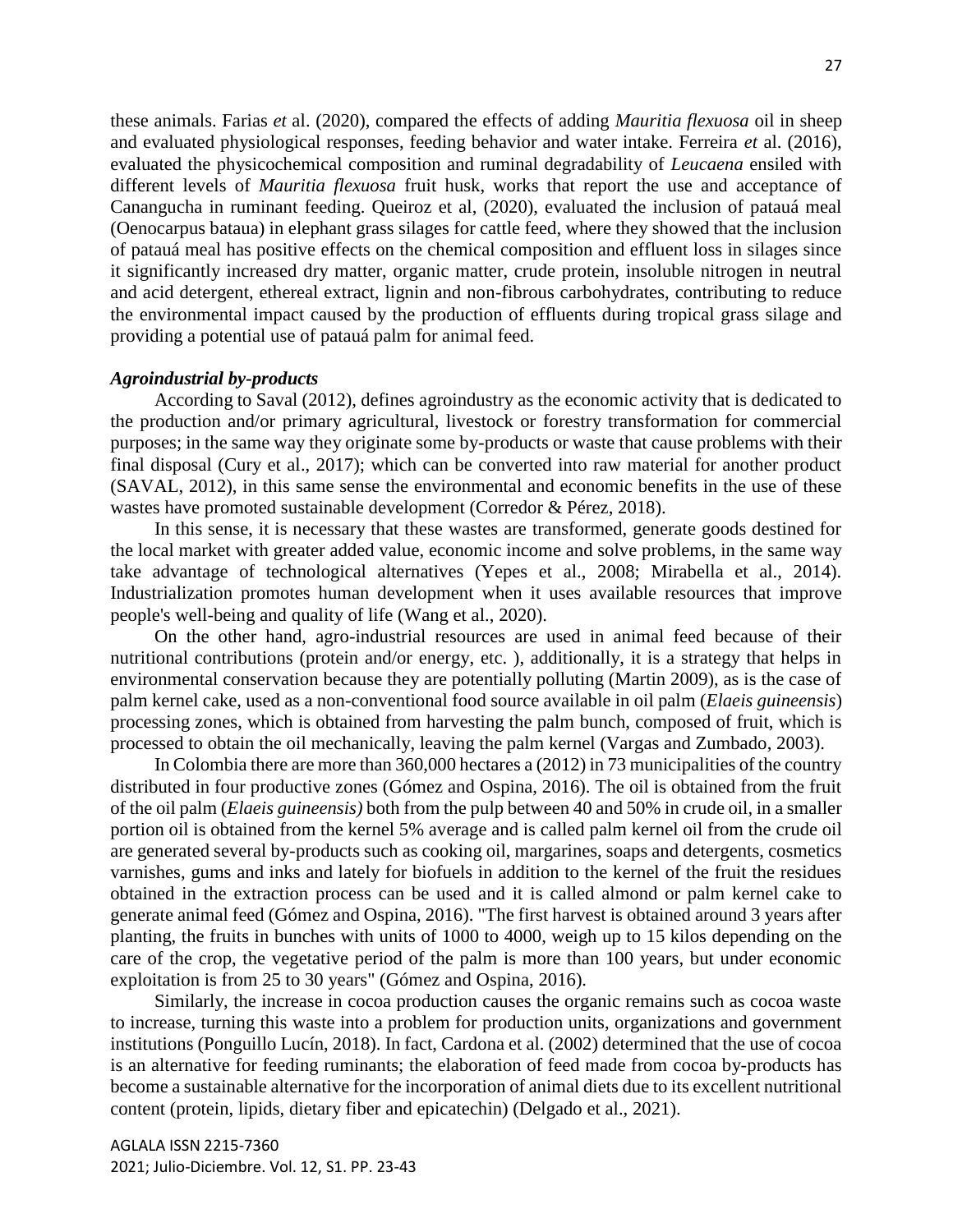these animals. Farias *et* al. (2020), compared the effects of adding *Mauritia flexuosa* oil in sheep and evaluated physiological responses, feeding behavior and water intake. Ferreira *et* al. (2016), evaluated the physicochemical composition and ruminal degradability of *Leucaena* ensiled with different levels of *Mauritia flexuosa* fruit husk, works that report the use and acceptance of Canangucha in ruminant feeding. Queiroz et al, (2020), evaluated the inclusion of patauá meal (Oenocarpus bataua) in elephant grass silages for cattle feed, where they showed that the inclusion of patauá meal has positive effects on the chemical composition and effluent loss in silages since it significantly increased dry matter, organic matter, crude protein, insoluble nitrogen in neutral and acid detergent, ethereal extract, lignin and non-fibrous carbohydrates, contributing to reduce the environmental impact caused by the production of effluents during tropical grass silage and providing a potential use of patauá palm for animal feed.

***Agroindustrial by-products***

According to Saval (2012), defines agroindustry as the economic activity that is dedicated to the production and/or primary agricultural, livestock or forestry transformation for commercial purposes; in the same way they originate some by-products or waste that cause problems with their final disposal (Cury et al., 2017); which can be converted into raw material for another product (SAVAL, 2012), in this same sense the environmental and economic benefits in the use of these wastes have promoted sustainable development (Corredor & Pérez, 2018).

In this sense, it is necessary that these wastes are transformed, generate goods destined for the local market with greater added value, economic income and solve problems, in the same way take advantage of technological alternatives (Yepes et al., 2008; Mirabella et al., 2014). Industrialization promotes human development when it uses available resources that improve people's well-being and quality of life (Wang et al., 2020).

On the other hand, agro-industrial resources are used in animal feed because of their nutritional contributions (protein and/or energy, etc. ), additionally, it is a strategy that helps in environmental conservation because they are potentially polluting (Martin 2009), as is the case of palm kernel cake, used as a non-conventional food source available in oil palm (*Elaeis guineensis*) processing zones, which is obtained from harvesting the palm bunch, composed of fruit, which is processed to obtain the oil mechanically, leaving the palm kernel (Vargas and Zumbado, 2003).

In Colombia there are more than 360,000 hectares a (2012) in 73 municipalities of the country distributed in four productive zones (Gómez and Ospina, 2016). The oil is obtained from the fruit of the oil palm (*Elaeis guineensis)* both from the pulp between 40 and 50% in crude oil, in a smaller portion oil is obtained from the kernel 5% average and is called palm kernel oil from the crude oil are generated several by-products such as cooking oil, margarines, soaps and detergents, cosmetics varnishes, gums and inks and lately for biofuels in addition to the kernel of the fruit the residues obtained in the extraction process can be used and it is called almond or palm kernel cake to generate animal feed (Gómez and Ospina, 2016). "The first harvest is obtained around 3 years after planting, the fruits in bunches with units of 1000 to 4000, weigh up to 15 kilos depending on the care of the crop, the vegetative period of the palm is more than 100 years, but under economic exploitation is from 25 to 30 years" (Gómez and Ospina, 2016).

Similarly, the increase in cocoa production causes the organic remains such as cocoa waste to increase, turning this waste into a problem for production units, organizations and government institutions (Ponguillo Lucín, 2018). In fact, Cardona et al. (2002) determined that the use of cocoa is an alternative for feeding ruminants; the elaboration of feed made from cocoa by-products has become a sustainable alternative for the incorporation of animal diets due to its excellent nutritional content (protein, lipids, dietary fiber and epicatechin) (Delgado et al., 2021).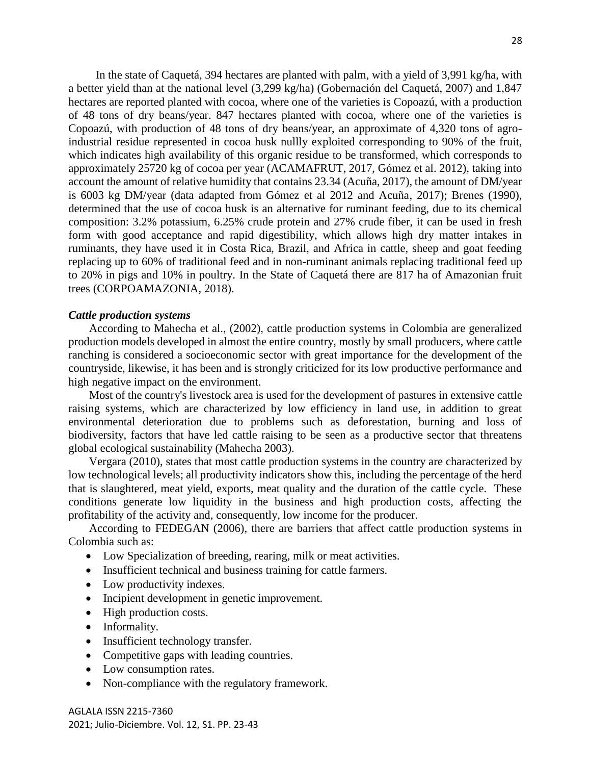In the state of Caquetá, 394 hectares are planted with palm, with a yield of 3,991 kg/ha, with a better yield than at the national level (3,299 kg/ha) (Gobernación del Caquetá, 2007) and 1,847 hectares are reported planted with cocoa, where one of the varieties is Copoazú, with a production of 48 tons of dry beans/year. 847 hectares planted with cocoa, where one of the varieties is Copoazú, with production of 48 tons of dry beans/year, an approximate of 4,320 tons of agro-industrial residue represented in cocoa husk nullly exploited corresponding to 90% of the fruit, which indicates high availability of this organic residue to be transformed, which corresponds to approximately 25720 kg of cocoa per year (ACAMAFRUT, 2017, Gómez et al. 2012), taking into account the amount of relative humidity that contains 23.34 (Acuña, 2017), the amount of DM/year is 6003 kg DM/year (data adapted from Gómez et al 2012 and Acuña, 2017); Brenes (1990), determined that the use of cocoa husk is an alternative for ruminant feeding, due to its chemical composition: 3.2% potassium, 6.25% crude protein and 27% crude fiber, it can be used in fresh form with good acceptance and rapid digestibility, which allows high dry matter intakes in ruminants, they have used it in Costa Rica, Brazil, and Africa in cattle, sheep and goat feeding replacing up to 60% of traditional feed and in non-ruminant animals replacing traditional feed up to 20% in pigs and 10% in poultry. In the State of Caquetá there are 817 ha of Amazonian fruit trees (CORPOAMAZONIA, 2018).

***Cattle production systems***

According to Mahecha et al., (2002), cattle production systems in Colombia are generalized production models developed in almost the entire country, mostly by small producers, where cattle ranching is considered a socioeconomic sector with great importance for the development of the countryside, likewise, it has been and is strongly criticized for its low productive performance and high negative impact on the environment.

Most of the country's livestock area is used for the development of pastures in extensive cattle raising systems, which are characterized by low efficiency in land use, in addition to great environmental deterioration due to problems such as deforestation, burning and loss of biodiversity, factors that have led cattle raising to be seen as a productive sector that threatens global ecological sustainability (Mahecha 2003).

Vergara (2010), states that most cattle production systems in the country are characterized by low technological levels; all productivity indicators show this, including the percentage of the herd that is slaughtered, meat yield, exports, meat quality and the duration of the cattle cycle. These conditions generate low liquidity in the business and high production costs, affecting the profitability of the activity and, consequently, low income for the producer.

According to FEDEGAN (2006), there are barriers that affect cattle production systems in Colombia such as:

- Low Specialization of breeding, rearing, milk or meat activities.
- Insufficient technical and business training for cattle farmers.
- Low productivity indexes.
- Incipient development in genetic improvement.
- High production costs.
- Informality.
- Insufficient technology transfer.
- Competitive gaps with leading countries.
- Low consumption rates.
- Non-compliance with the regulatory framework.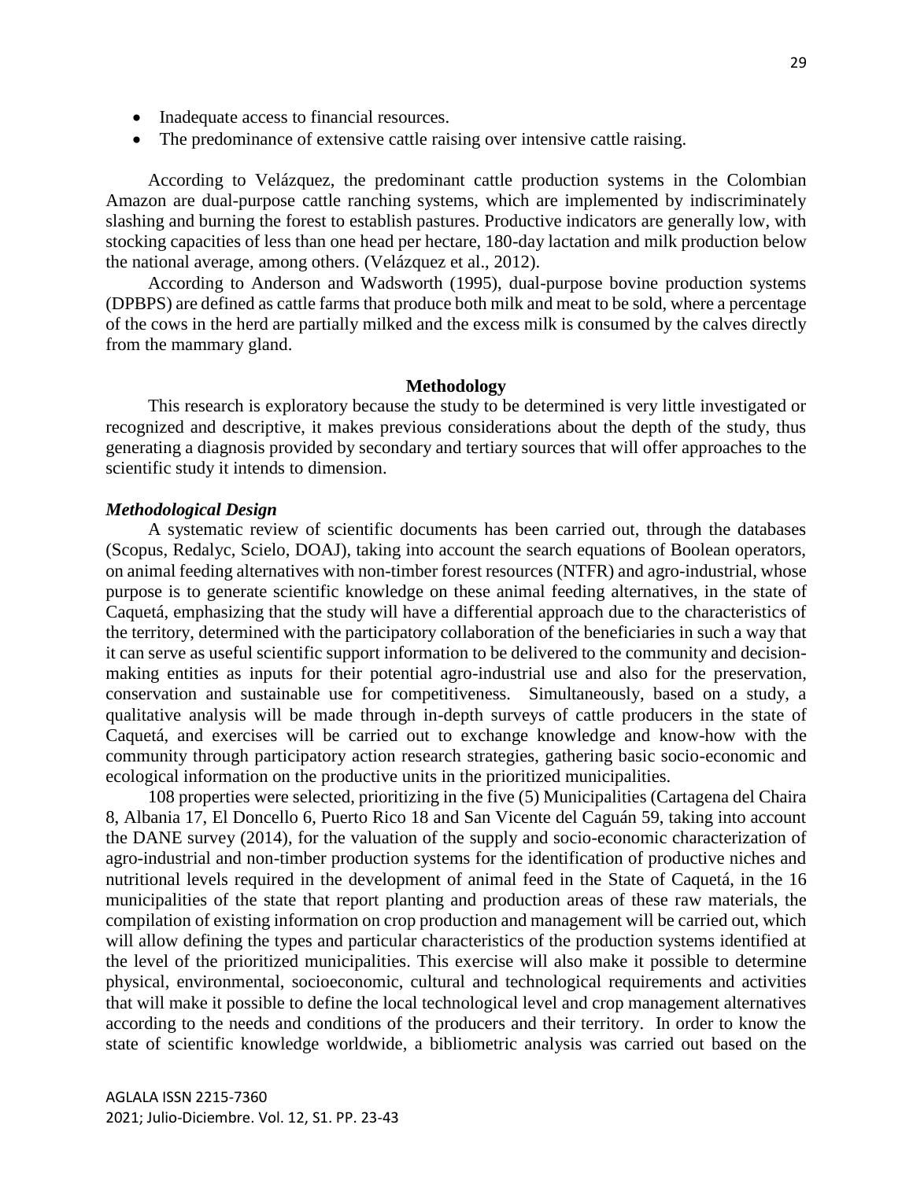- Inadequate access to financial resources.
- The predominance of extensive cattle raising over intensive cattle raising.

According to Velázquez, the predominant cattle production systems in the Colombian Amazon are dual-purpose cattle ranching systems, which are implemented by indiscriminately slashing and burning the forest to establish pastures. Productive indicators are generally low, with stocking capacities of less than one head per hectare, 180-day lactation and milk production below the national average, among others. (Velázquez et al., 2012).

According to Anderson and Wadsworth (1995), dual-purpose bovine production systems (DPBPS) are defined as cattle farms that produce both milk and meat to be sold, where a percentage of the cows in the herd are partially milked and the excess milk is consumed by the calves directly from the mammary gland.

## Methodology

This research is exploratory because the study to be determined is very little investigated or recognized and descriptive, it makes previous considerations about the depth of the study, thus generating a diagnosis provided by secondary and tertiary sources that will offer approaches to the scientific study it intends to dimension.

### *Methodological Design*

A systematic review of scientific documents has been carried out, through the databases (Scopus, Redalyc, Scielo, DOAJ), taking into account the search equations of Boolean operators, on animal feeding alternatives with non-timber forest resources (NTFR) and agro-industrial, whose purpose is to generate scientific knowledge on these animal feeding alternatives, in the state of Caquetá, emphasizing that the study will have a differential approach due to the characteristics of the territory, determined with the participatory collaboration of the beneficiaries in such a way that it can serve as useful scientific support information to be delivered to the community and decision-making entities as inputs for their potential agro-industrial use and also for the preservation, conservation and sustainable use for competitiveness. Simultaneously, based on a study, a qualitative analysis will be made through in-depth surveys of cattle producers in the state of Caquetá, and exercises will be carried out to exchange knowledge and know-how with the community through participatory action research strategies, gathering basic socio-economic and ecological information on the productive units in the prioritized municipalities.

108 properties were selected, prioritizing in the five (5) Municipalities (Cartagena del Chaira 8, Albania 17, El Doncello 6, Puerto Rico 18 and San Vicente del Caguán 59, taking into account the DANE survey (2014), for the valuation of the supply and socio-economic characterization of agro-industrial and non-timber production systems for the identification of productive niches and nutritional levels required in the development of animal feed in the State of Caquetá, in the 16 municipalities of the state that report planting and production areas of these raw materials, the compilation of existing information on crop production and management will be carried out, which will allow defining the types and particular characteristics of the production systems identified at the level of the prioritized municipalities. This exercise will also make it possible to determine physical, environmental, socioeconomic, cultural and technological requirements and activities that will make it possible to define the local technological level and crop management alternatives according to the needs and conditions of the producers and their territory. In order to know the state of scientific knowledge worldwide, a bibliometric analysis was carried out based on the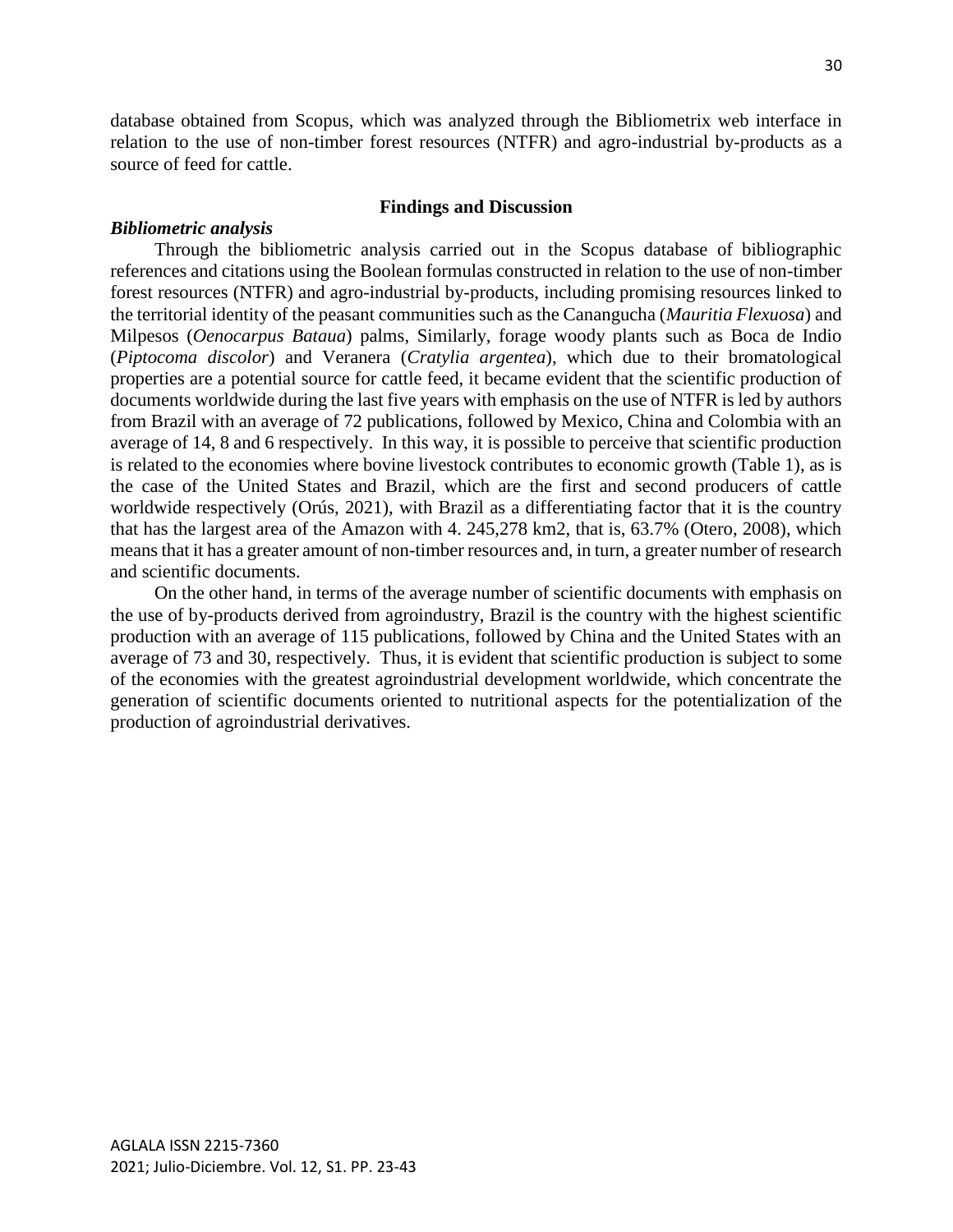database obtained from Scopus, which was analyzed through the Bibliometrix web interface in relation to the use of non-timber forest resources (NTFR) and agro-industrial by-products as a source of feed for cattle.

## Findings and Discussion

### *Bibliometric analysis*

Through the bibliometric analysis carried out in the Scopus database of bibliographic references and citations using the Boolean formulas constructed in relation to the use of non-timber forest resources (NTFR) and agro-industrial by-products, including promising resources linked to the territorial identity of the peasant communities such as the Canangucha (*Mauritia Flexuosa*) and Milpesos (*Oenocarpus Bataua*) palms, Similarly, forage woody plants such as Boca de Indio (*Piptocoma discolor*) and Veranera (*Cratylia argentea*), which due to their bromatological properties are a potential source for cattle feed, it became evident that the scientific production of documents worldwide during the last five years with emphasis on the use of NTFR is led by authors from Brazil with an average of 72 publications, followed by Mexico, China and Colombia with an average of 14, 8 and 6 respectively. In this way, it is possible to perceive that scientific production is related to the economies where bovine livestock contributes to economic growth (Table 1), as is the case of the United States and Brazil, which are the first and second producers of cattle worldwide respectively (Orús, 2021), with Brazil as a differentiating factor that it is the country that has the largest area of the Amazon with 4. 245,278 km2, that is, 63.7% (Otero, 2008), which means that it has a greater amount of non-timber resources and, in turn, a greater number of research and scientific documents.

On the other hand, in terms of the average number of scientific documents with emphasis on the use of by-products derived from agroindustry, Brazil is the country with the highest scientific production with an average of 115 publications, followed by China and the United States with an average of 73 and 30, respectively. Thus, it is evident that scientific production is subject to some of the economies with the greatest agroindustrial development worldwide, which concentrate the generation of scientific documents oriented to nutritional aspects for the potentialization of the production of agroindustrial derivatives.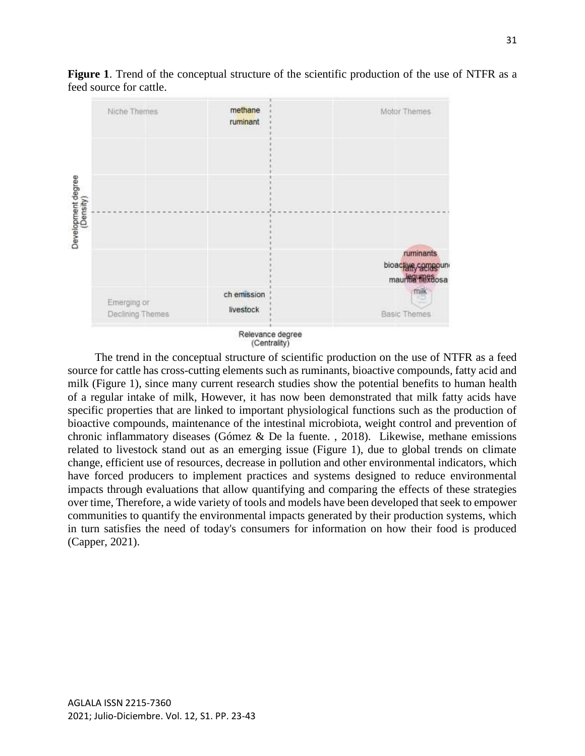**Figure 1**. Trend of the conceptual structure of the scientific production of the use of NTFR as a feed source for cattle.

The trend in the conceptual structure of scientific production on the use of NTFR as a feed source for cattle has cross-cutting elements such as ruminants, bioactive compounds, fatty acid and milk (Figure 1), since many current research studies show the potential benefits to human health of a regular intake of milk, However, it has now been demonstrated that milk fatty acids have specific properties that are linked to important physiological functions such as the production of bioactive compounds, maintenance of the intestinal microbiota, weight control and prevention of chronic inflammatory diseases (Gómez & De la fuente. , 2018). Likewise, methane emissions related to livestock stand out as an emerging issue (Figure 1), due to global trends on climate change, efficient use of resources, decrease in pollution and other environmental indicators, which have forced producers to implement practices and systems designed to reduce environmental impacts through evaluations that allow quantifying and comparing the effects of these strategies over time, Therefore, a wide variety of tools and models have been developed that seek to empower communities to quantify the environmental impacts generated by their production systems, which in turn satisfies the need of today's consumers for information on how their food is produced (Capper, 2021).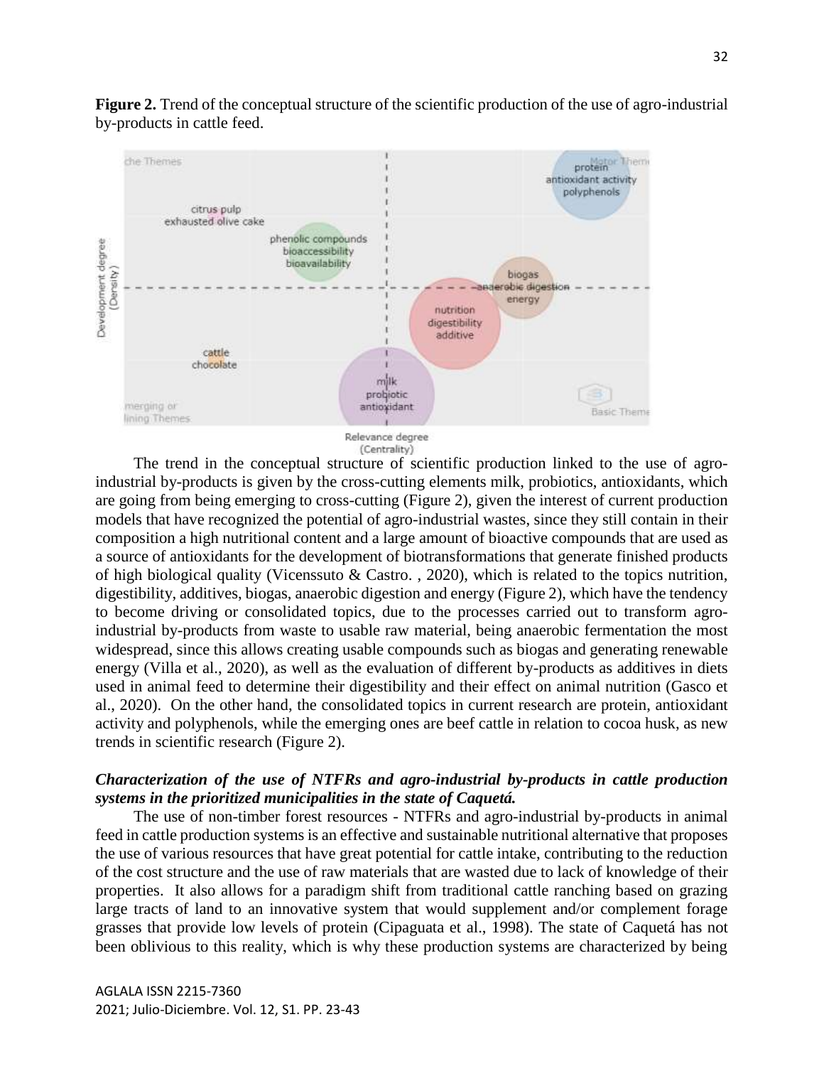**Figure 2.** Trend of the conceptual structure of the scientific production of the use of agro-industrial by-products in cattle feed.

The trend in the conceptual structure of scientific production linked to the use of agro-industrial by-products is given by the cross-cutting elements milk, probiotics, antioxidants, which are going from being emerging to cross-cutting (Figure 2), given the interest of current production models that have recognized the potential of agro-industrial wastes, since they still contain in their composition a high nutritional content and a large amount of bioactive compounds that are used as a source of antioxidants for the development of biotransformations that generate finished products of high biological quality (Vicenssuto & Castro. , 2020), which is related to the topics nutrition, digestibility, additives, biogas, anaerobic digestion and energy (Figure 2), which have the tendency to become driving or consolidated topics, due to the processes carried out to transform agro-industrial by-products from waste to usable raw material, being anaerobic fermentation the most widespread, since this allows creating usable compounds such as biogas and generating renewable energy (Villa et al., 2020), as well as the evaluation of different by-products as additives in diets used in animal feed to determine their digestibility and their effect on animal nutrition (Gasco et al., 2020). On the other hand, the consolidated topics in current research are protein, antioxidant activity and polyphenols, while the emerging ones are beef cattle in relation to cocoa husk, as new trends in scientific research (Figure 2).

### *Characterization of the use of NTFRs and agro-industrial by-products in cattle production systems in the prioritized municipalities in the state of Caquetá.*

The use of non-timber forest resources - NTFRs and agro-industrial by-products in animal feed in cattle production systems is an effective and sustainable nutritional alternative that proposes the use of various resources that have great potential for cattle intake, contributing to the reduction of the cost structure and the use of raw materials that are wasted due to lack of knowledge of their properties. It also allows for a paradigm shift from traditional cattle ranching based on grazing large tracts of land to an innovative system that would supplement and/or complement forage grasses that provide low levels of protein (Cipaguata et al., 1998). The state of Caquetá has not been oblivious to this reality, which is why these production systems are characterized by being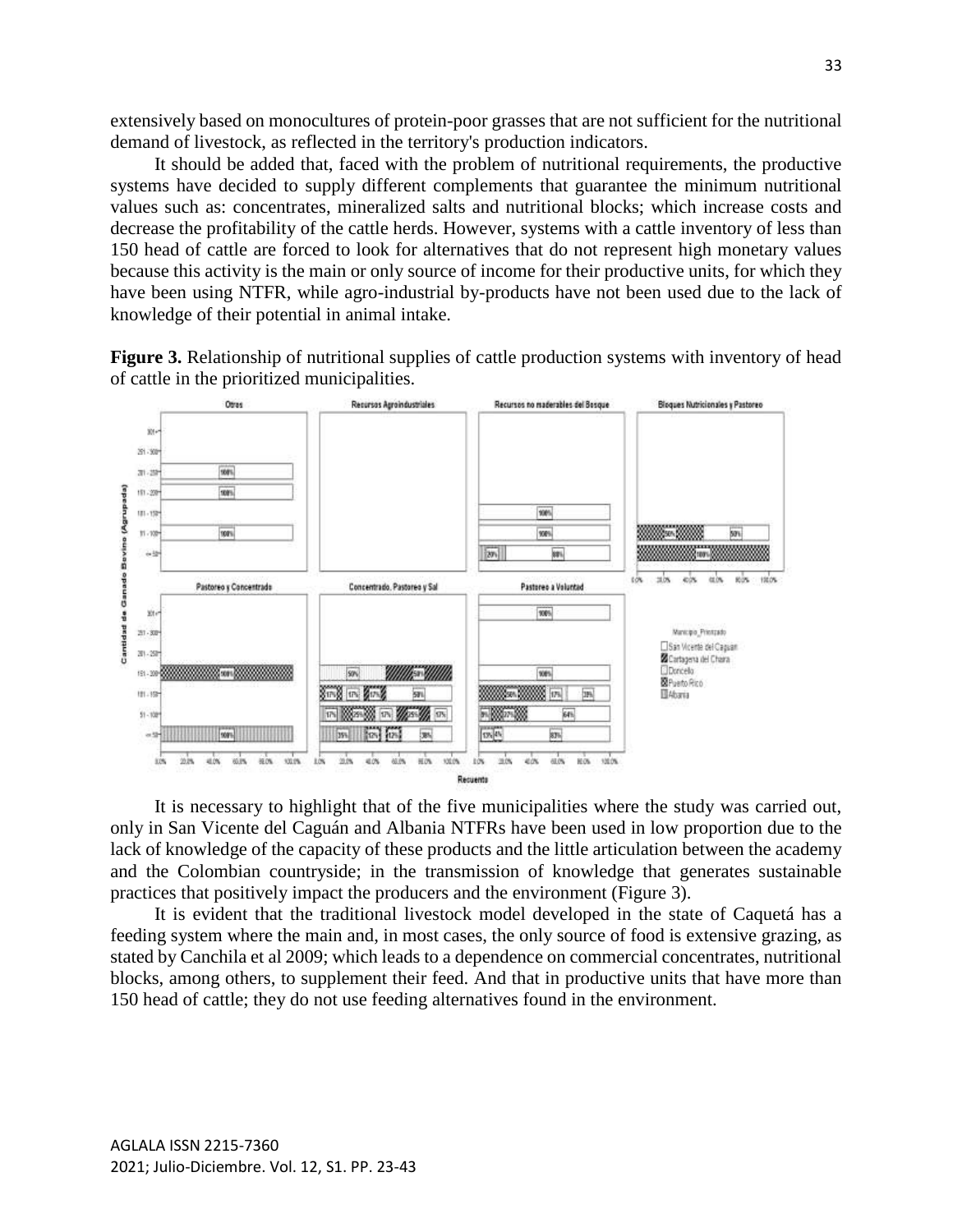extensively based on monocultures of protein-poor grasses that are not sufficient for the nutritional demand of livestock, as reflected in the territory's production indicators.

It should be added that, faced with the problem of nutritional requirements, the productive systems have decided to supply different complements that guarantee the minimum nutritional values such as: concentrates, mineralized salts and nutritional blocks; which increase costs and decrease the profitability of the cattle herds. However, systems with a cattle inventory of less than 150 head of cattle are forced to look for alternatives that do not represent high monetary values because this activity is the main or only source of income for their productive units, for which they have been using NTFR, while agro-industrial by-products have not been used due to the lack of knowledge of their potential in animal intake.

**Figure 3.** Relationship of nutritional supplies of cattle production systems with inventory of head of cattle in the prioritized municipalities.

It is necessary to highlight that of the five municipalities where the study was carried out, only in San Vicente del Caguán and Albania NTFRs have been used in low proportion due to the lack of knowledge of the capacity of these products and the little articulation between the academy and the Colombian countryside; in the transmission of knowledge that generates sustainable practices that positively impact the producers and the environment (Figure 3).

It is evident that the traditional livestock model developed in the state of Caquetá has a feeding system where the main and, in most cases, the only source of food is extensive grazing, as stated by Canchila et al 2009; which leads to a dependence on commercial concentrates, nutritional blocks, among others, to supplement their feed. And that in productive units that have more than 150 head of cattle; they do not use feeding alternatives found in the environment.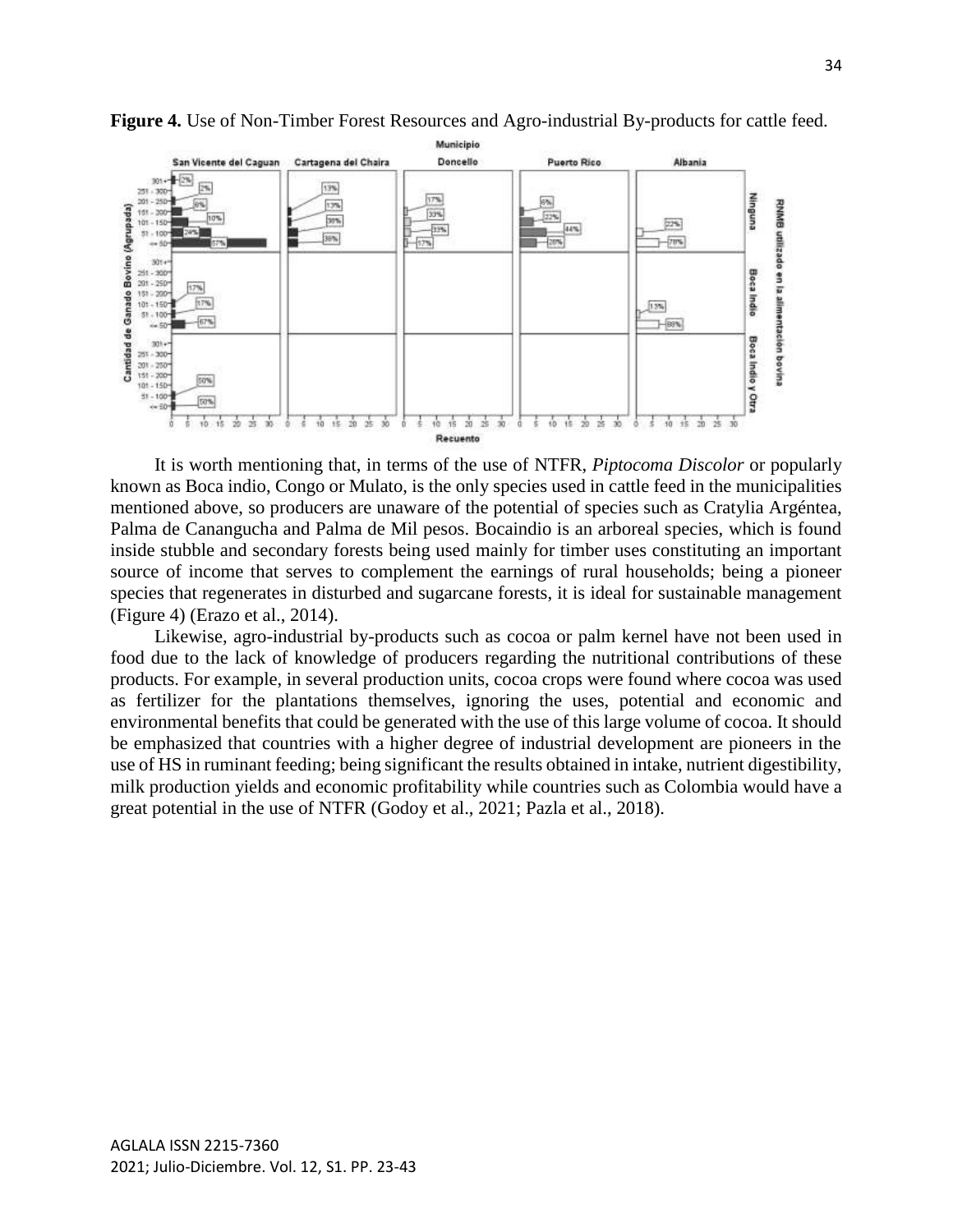**Figure 4.** Use of Non-Timber Forest Resources and Agro-industrial By-products for cattle feed.

It is worth mentioning that, in terms of the use of NTFR, *Piptocoma Discolor* or popularly known as Boca indio, Congo or Mulato, is the only species used in cattle feed in the municipalities mentioned above, so producers are unaware of the potential of species such as Cratylia Argéntea, Palma de Canangucha and Palma de Mil pesos. Bocaindio is an arboreal species, which is found inside stubble and secondary forests being used mainly for timber uses constituting an important source of income that serves to complement the earnings of rural households; being a pioneer species that regenerates in disturbed and sugarcane forests, it is ideal for sustainable management (Figure 4) (Erazo et al., 2014).

Likewise, agro-industrial by-products such as cocoa or palm kernel have not been used in food due to the lack of knowledge of producers regarding the nutritional contributions of these products. For example, in several production units, cocoa crops were found where cocoa was used as fertilizer for the plantations themselves, ignoring the uses, potential and economic and environmental benefits that could be generated with the use of this large volume of cocoa. It should be emphasized that countries with a higher degree of industrial development are pioneers in the use of HS in ruminant feeding; being significant the results obtained in intake, nutrient digestibility, milk production yields and economic profitability while countries such as Colombia would have a great potential in the use of NTFR (Godoy et al., 2021; Pazla et al., 2018).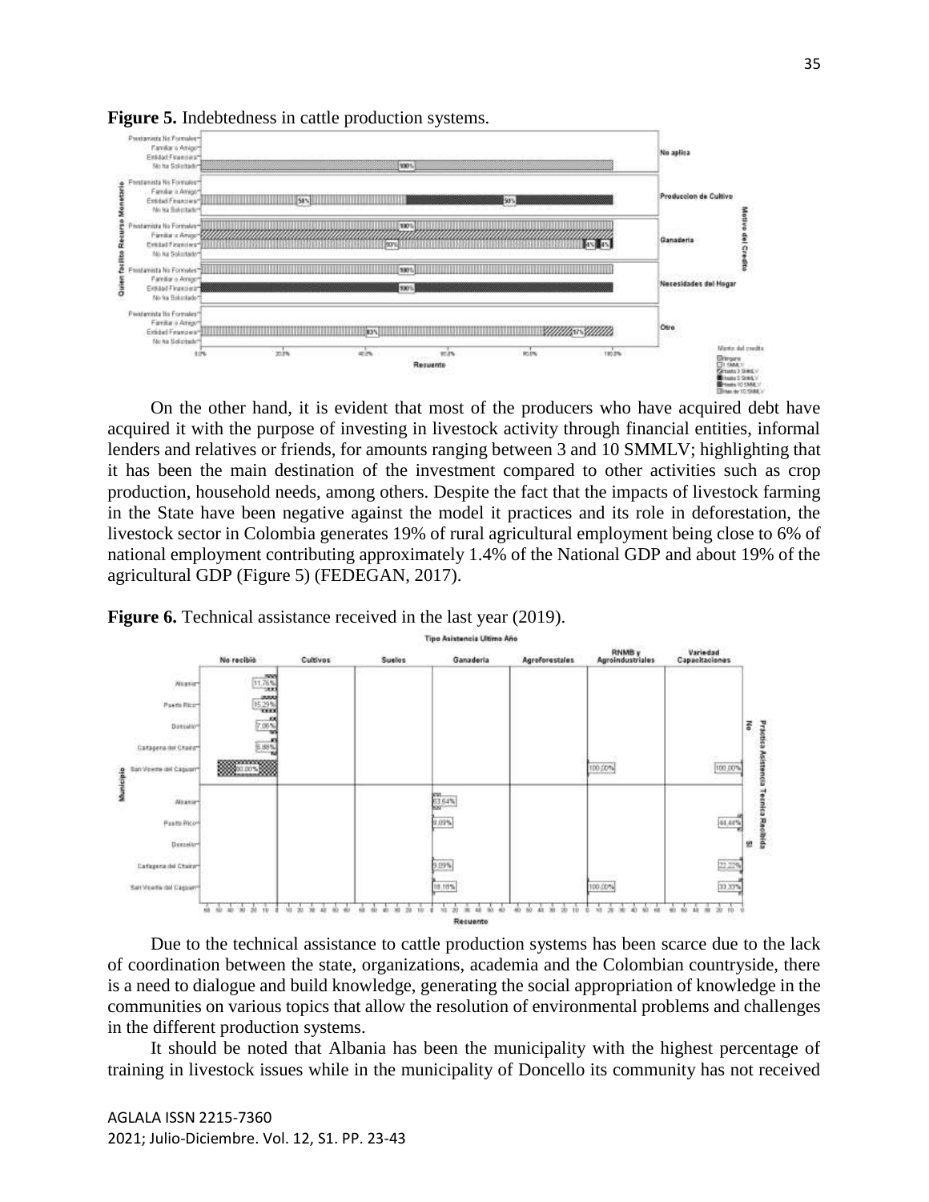**Figure 5.** Indebtedness in cattle production systems.

On the other hand, it is evident that most of the producers who have acquired debt have acquired it with the purpose of investing in livestock activity through financial entities, informal lenders and relatives or friends, for amounts ranging between 3 and 10 SMMLV; highlighting that it has been the main destination of the investment compared to other activities such as crop production, household needs, among others. Despite the fact that the impacts of livestock farming in the State have been negative against the model it practices and its role in deforestation, the livestock sector in Colombia generates 19% of rural agricultural employment being close to 6% of national employment contributing approximately 1.4% of the National GDP and about 19% of the agricultural GDP (Figure 5) (FEDEGAN, 2017).

**Figure 6.** Technical assistance received in the last year (2019).

Due to the technical assistance to cattle production systems has been scarce due to the lack of coordination between the state, organizations, academia and the Colombian countryside, there is a need to dialogue and build knowledge, generating the social appropriation of knowledge in the communities on various topics that allow the resolution of environmental problems and challenges in the different production systems.

It should be noted that Albania has been the municipality with the highest percentage of training in livestock issues while in the municipality of Doncello its community has not received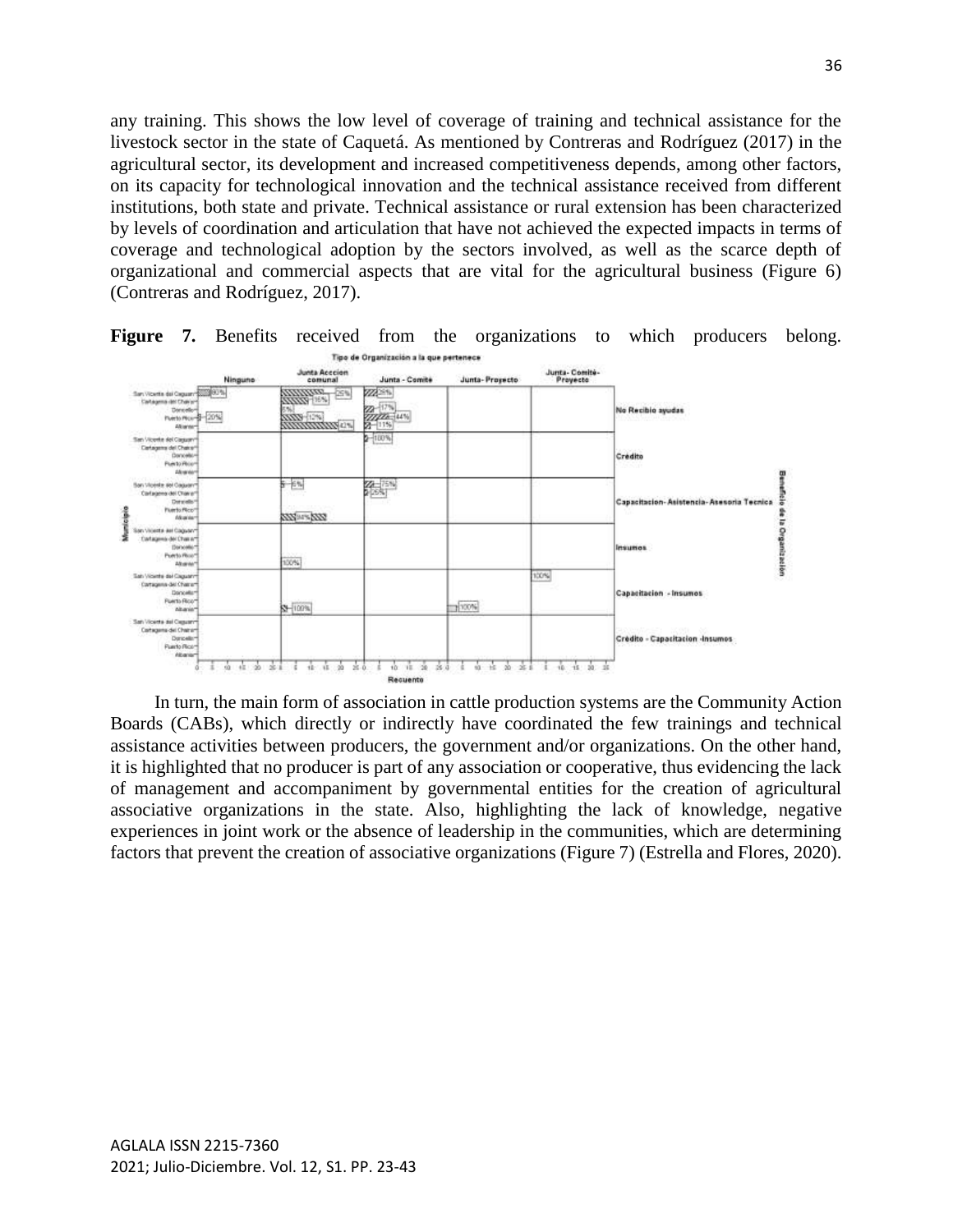any training. This shows the low level of coverage of training and technical assistance for the livestock sector in the state of Caquetá. As mentioned by Contreras and Rodríguez (2017) in the agricultural sector, its development and increased competitiveness depends, among other factors, on its capacity for technological innovation and the technical assistance received from different institutions, both state and private. Technical assistance or rural extension has been characterized by levels of coordination and articulation that have not achieved the expected impacts in terms of coverage and technological adoption by the sectors involved, as well as the scarce depth of organizational and commercial aspects that are vital for the agricultural business (Figure 6) (Contreras and Rodríguez, 2017).

**Figure 7.** Benefits received from the organizations to which producers belong.

In turn, the main form of association in cattle production systems are the Community Action Boards (CABs), which directly or indirectly have coordinated the few trainings and technical assistance activities between producers, the government and/or organizations. On the other hand, it is highlighted that no producer is part of any association or cooperative, thus evidencing the lack of management and accompaniment by governmental entities for the creation of agricultural associative organizations in the state. Also, highlighting the lack of knowledge, negative experiences in joint work or the absence of leadership in the communities, which are determining factors that prevent the creation of associative organizations (Figure 7) (Estrella and Flores, 2020).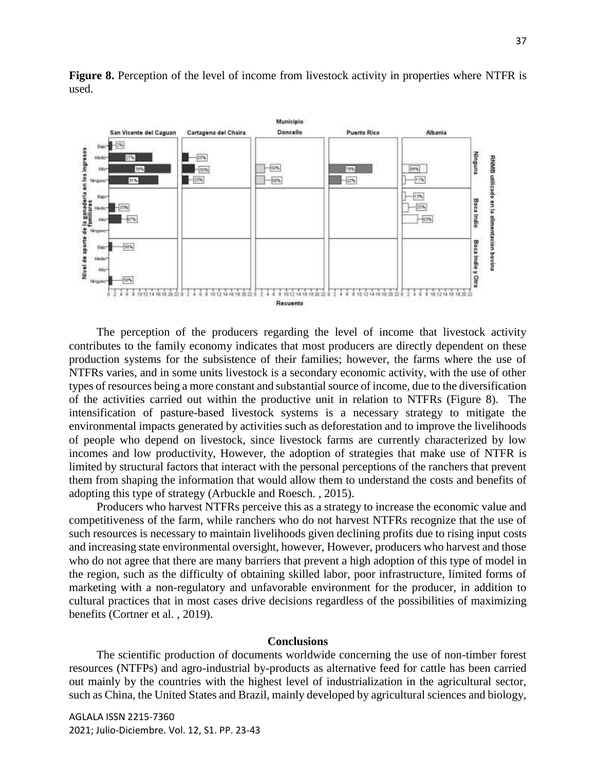**Figure 8.** Perception of the level of income from livestock activity in properties where NTFR is used.

The perception of the producers regarding the level of income that livestock activity contributes to the family economy indicates that most producers are directly dependent on these production systems for the subsistence of their families; however, the farms where the use of NTFRs varies, and in some units livestock is a secondary economic activity, with the use of other types of resources being a more constant and substantial source of income, due to the diversification of the activities carried out within the productive unit in relation to NTFRs (Figure 8). The intensification of pasture-based livestock systems is a necessary strategy to mitigate the environmental impacts generated by activities such as deforestation and to improve the livelihoods of people who depend on livestock, since livestock farms are currently characterized by low incomes and low productivity, However, the adoption of strategies that make use of NTFR is limited by structural factors that interact with the personal perceptions of the ranchers that prevent them from shaping the information that would allow them to understand the costs and benefits of adopting this type of strategy (Arbuckle and Roesch. , 2015).

Producers who harvest NTFRs perceive this as a strategy to increase the economic value and competitiveness of the farm, while ranchers who do not harvest NTFRs recognize that the use of such resources is necessary to maintain livelihoods given declining profits due to rising input costs and increasing state environmental oversight, however, However, producers who harvest and those who do not agree that there are many barriers that prevent a high adoption of this type of model in the region, such as the difficulty of obtaining skilled labor, poor infrastructure, limited forms of marketing with a non-regulatory and unfavorable environment for the producer, in addition to cultural practices that in most cases drive decisions regardless of the possibilities of maximizing benefits (Cortner et al. , 2019).

## Conclusions

The scientific production of documents worldwide concerning the use of non-timber forest resources (NTFPs) and agro-industrial by-products as alternative feed for cattle has been carried out mainly by the countries with the highest level of industrialization in the agricultural sector, such as China, the United States and Brazil, mainly developed by agricultural sciences and biology,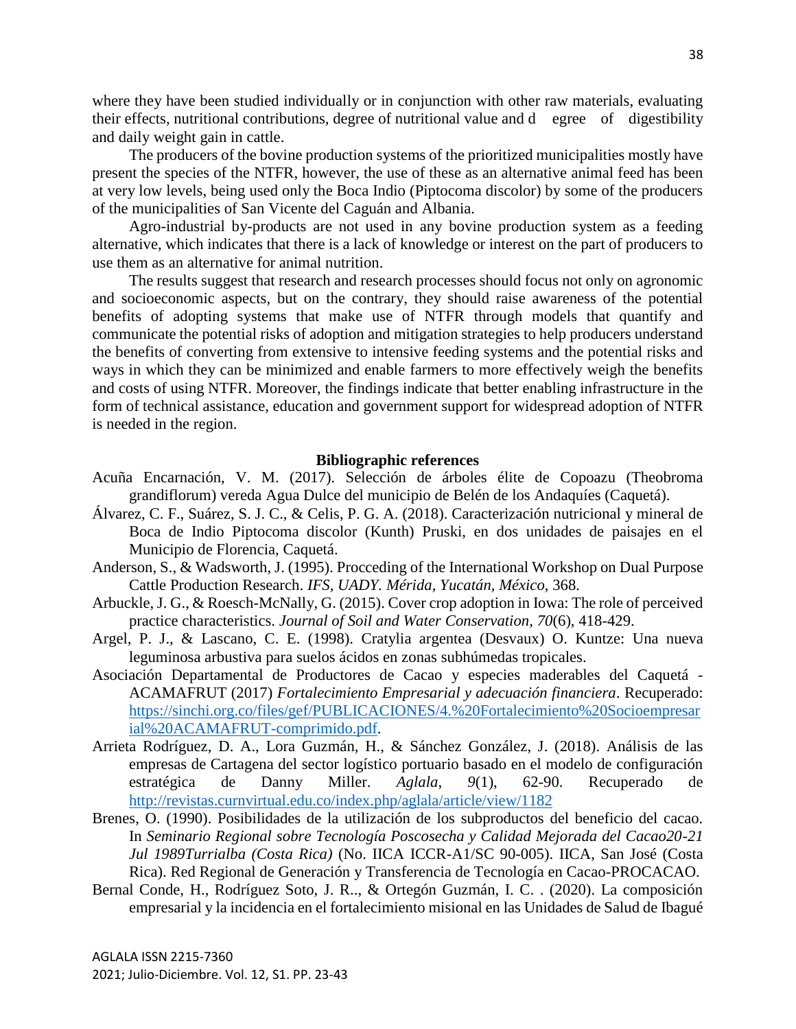where they have been studied individually or in conjunction with other raw materials, evaluating their effects, nutritional contributions, degree of nutritional value and d egree of digestibility and daily weight gain in cattle.

The producers of the bovine production systems of the prioritized municipalities mostly have present the species of the NTFR, however, the use of these as an alternative animal feed has been at very low levels, being used only the Boca Indio (Piptocoma discolor) by some of the producers of the municipalities of San Vicente del Caguán and Albania.

Agro-industrial by-products are not used in any bovine production system as a feeding alternative, which indicates that there is a lack of knowledge or interest on the part of producers to use them as an alternative for animal nutrition.

The results suggest that research and research processes should focus not only on agronomic and socioeconomic aspects, but on the contrary, they should raise awareness of the potential benefits of adopting systems that make use of NTFR through models that quantify and communicate the potential risks of adoption and mitigation strategies to help producers understand the benefits of converting from extensive to intensive feeding systems and the potential risks and ways in which they can be minimized and enable farmers to more effectively weigh the benefits and costs of using NTFR. Moreover, the findings indicate that better enabling infrastructure in the form of technical assistance, education and government support for widespread adoption of NTFR is needed in the region.

## Bibliographic references

Acuña Encarnación, V. M. (2017). Selección de árboles élite de Copoazu (Theobroma grandiflorum) vereda Agua Dulce del municipio de Belén de los Andaquíes (Caquetá).

Álvarez, C. F., Suárez, S. J. C., & Celis, P. G. A. (2018). Caracterización nutricional y mineral de Boca de Indio Piptocoma discolor (Kunth) Pruski, en dos unidades de paisajes en el Municipio de Florencia, Caquetá.

Anderson, S., & Wadsworth, J. (1995). Procceding of the International Workshop on Dual Purpose Cattle Production Research. *IFS, UADY. Mérida, Yucatán, México*, 368.

Arbuckle, J. G., & Roesch-McNally, G. (2015). Cover crop adoption in Iowa: The role of perceived practice characteristics. *Journal of Soil and Water Conservation*, *70*(6), 418-429.

Argel, P. J., & Lascano, C. E. (1998). Cratylia argentea (Desvaux) O. Kuntze: Una nueva leguminosa arbustiva para suelos ácidos en zonas subhúmedas tropicales.

Asociación Departamental de Productores de Cacao y especies maderables del Caquetá - ACAMAFRUT (2017) *Fortalecimiento Empresarial y adecuación financiera*. Recuperado: https://sinchi.org.co/files/gef/PUBLICACIONES/4.%20Fortalecimiento%20Socioempresarial%20ACAMAFRUT-comprimido.pdf.

Arrieta Rodríguez, D. A., Lora Guzmán, H., & Sánchez González, J. (2018). Análisis de las empresas de Cartagena del sector logístico portuario basado en el modelo de configuración estratégica de Danny Miller. *Aglala*, *9*(1), 62-90. Recuperado de http://revistas.curnvirtual.edu.co/index.php/aglala/article/view/1182

Brenes, O. (1990). Posibilidades de la utilización de los subproductos del beneficio del cacao. In *Seminario Regional sobre Tecnología Poscosecha y Calidad Mejorada del Cacao20-21 Jul 1989Turrialba (Costa Rica)* (No. IICA ICCR-A1/SC 90-005). IICA, San José (Costa Rica). Red Regional de Generación y Transferencia de Tecnología en Cacao-PROCACAO.

Bernal Conde, H., Rodríguez Soto, J. R.., & Ortegón Guzmán, I. C. . (2020). La composición empresarial y la incidencia en el fortalecimiento misional en las Unidades de Salud de Ibagué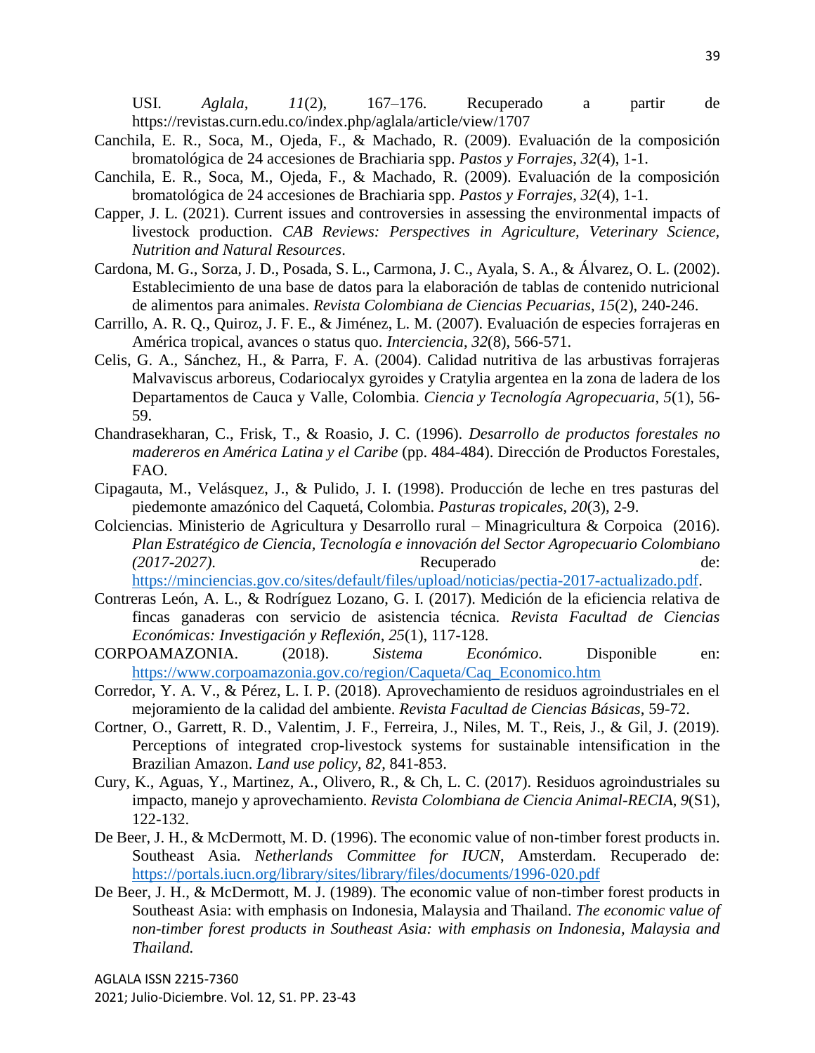USI. *Aglala*, *11*(2), 167–176. Recuperado a partir de https://revistas.curn.edu.co/index.php/aglala/article/view/1707

Canchila, E. R., Soca, M., Ojeda, F., & Machado, R. (2009). Evaluación de la composición bromatológica de 24 accesiones de Brachiaria spp. *Pastos y Forrajes*, *32*(4), 1-1.

Canchila, E. R., Soca, M., Ojeda, F., & Machado, R. (2009). Evaluación de la composición bromatológica de 24 accesiones de Brachiaria spp. *Pastos y Forrajes*, *32*(4), 1-1.

Capper, J. L. (2021). Current issues and controversies in assessing the environmental impacts of livestock production. *CAB Reviews: Perspectives in Agriculture, Veterinary Science, Nutrition and Natural Resources*.

Cardona, M. G., Sorza, J. D., Posada, S. L., Carmona, J. C., Ayala, S. A., & Álvarez, O. L. (2002). Establecimiento de una base de datos para la elaboración de tablas de contenido nutricional de alimentos para animales. *Revista Colombiana de Ciencias Pecuarias*, *15*(2), 240-246.

Carrillo, A. R. Q., Quiroz, J. F. E., & Jiménez, L. M. (2007). Evaluación de especies forrajeras en América tropical, avances o status quo. *Interciencia*, *32*(8), 566-571.

Celis, G. A., Sánchez, H., & Parra, F. A. (2004). Calidad nutritiva de las arbustivas forrajeras Malvaviscus arboreus, Codariocalyx gyroides y Cratylia argentea en la zona de ladera de los Departamentos de Cauca y Valle, Colombia. *Ciencia y Tecnología Agropecuaria*, *5*(1), 56-59.

Chandrasekharan, C., Frisk, T., & Roasio, J. C. (1996). *Desarrollo de productos forestales no madereros en América Latina y el Caribe* (pp. 484-484). Dirección de Productos Forestales, FAO.

Cipagauta, M., Velásquez, J., & Pulido, J. I. (1998). Producción de leche en tres pasturas del piedemonte amazónico del Caquetá, Colombia. *Pasturas tropicales*, *20*(3), 2-9.

Colciencias. Ministerio de Agricultura y Desarrollo rural – Minagricultura & Corpoica (2016). *Plan Estratégico de Ciencia, Tecnología e innovación del Sector Agropecuario Colombiano (2017-2027)*. Recuperado de: https://minciencias.gov.co/sites/default/files/upload/noticias/pectia-2017-actualizado.pdf.

Contreras León, A. L., & Rodríguez Lozano, G. I. (2017). Medición de la eficiencia relativa de fincas ganaderas con servicio de asistencia técnica. *Revista Facultad de Ciencias Económicas: Investigación y Reflexión*, *25*(1), 117-128.

CORPOAMAZONIA. (2018). *Sistema Económico*. Disponible en: https://www.corpoamazonia.gov.co/region/Caqueta/Caq_Economico.htm

Corredor, Y. A. V., & Pérez, L. I. P. (2018). Aprovechamiento de residuos agroindustriales en el mejoramiento de la calidad del ambiente. *Revista Facultad de Ciencias Básicas*, 59-72.

Cortner, O., Garrett, R. D., Valentim, J. F., Ferreira, J., Niles, M. T., Reis, J., & Gil, J. (2019). Perceptions of integrated crop-livestock systems for sustainable intensification in the Brazilian Amazon. *Land use policy*, *82*, 841-853.

Cury, K., Aguas, Y., Martinez, A., Olivero, R., & Ch, L. C. (2017). Residuos agroindustriales su impacto, manejo y aprovechamiento. *Revista Colombiana de Ciencia Animal-RECIA*, *9*(S1), 122-132.

De Beer, J. H., & McDermott, M. D. (1996). The economic value of non-timber forest products in. Southeast Asia. *Netherlands Committee for IUCN*, Amsterdam. Recuperado de: https://portals.iucn.org/library/sites/library/files/documents/1996-020.pdf

De Beer, J. H., & McDermott, M. J. (1989). The economic value of non-timber forest products in Southeast Asia: with emphasis on Indonesia, Malaysia and Thailand. *The economic value of non-timber forest products in Southeast Asia: with emphasis on Indonesia, Malaysia and Thailand.*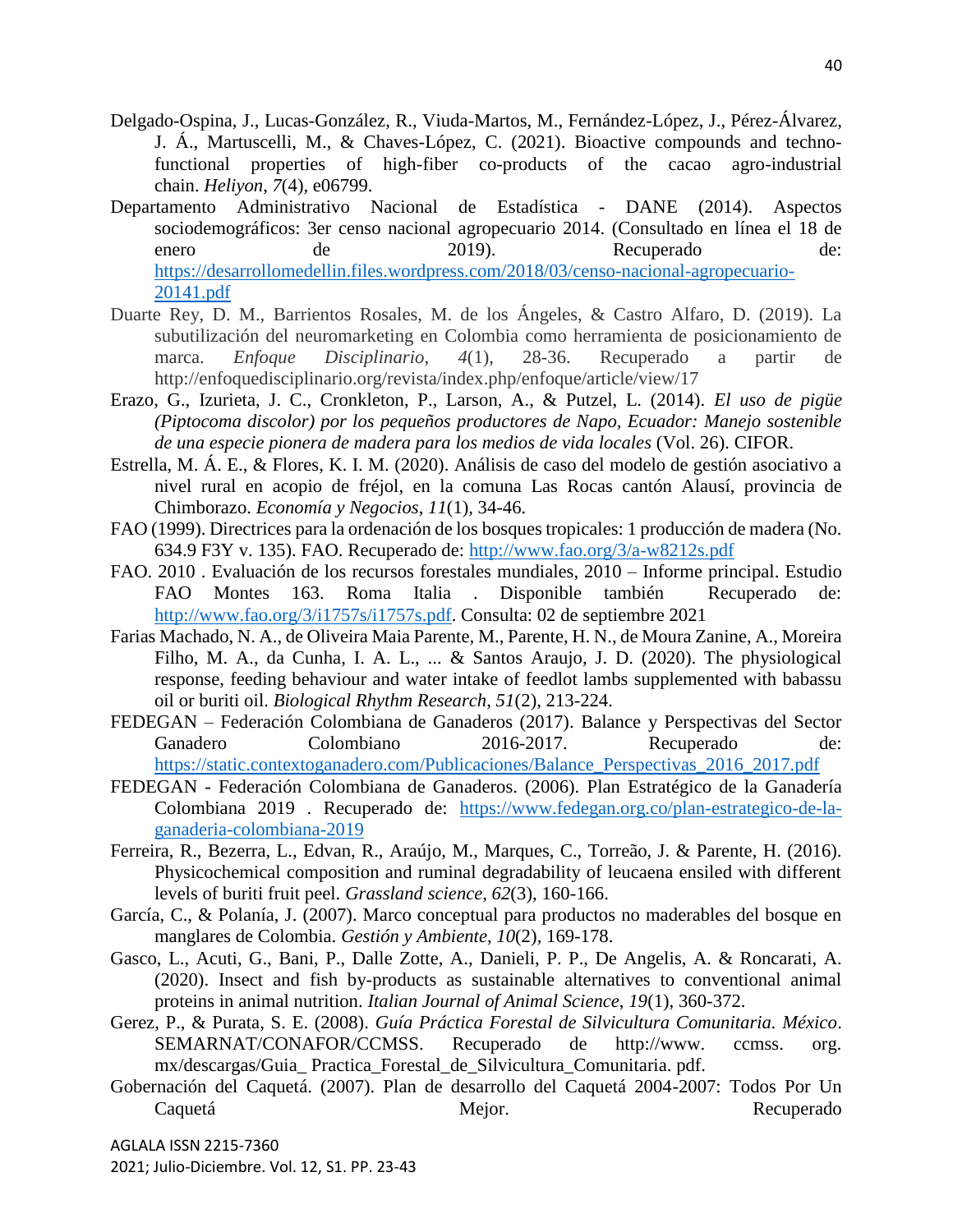Delgado-Ospina, J., Lucas-González, R., Viuda-Martos, M., Fernández-López, J., Pérez-Álvarez, J. Á., Martuscelli, M., & Chaves-López, C. (2021). Bioactive compounds and techno-functional properties of high-fiber co-products of the cacao agro-industrial chain. *Heliyon*, *7*(4), e06799.

Departamento Administrativo Nacional de Estadística - DANE (2014). Aspectos sociodemográficos: 3er censo nacional agropecuario 2014. (Consultado en línea el 18 de enero de 2019). Recuperado de: https://desarrollomedellin.files.wordpress.com/2018/03/censo-nacional-agropecuario-20141.pdf

Duarte Rey, D. M., Barrientos Rosales, M. de los Ángeles, & Castro Alfaro, D. (2019). La subutilización del neuromarketing en Colombia como herramienta de posicionamiento de marca. *Enfoque Disciplinario*, *4*(1), 28-36. Recuperado a partir de http://enfoquedisciplinario.org/revista/index.php/enfoque/article/view/17

Erazo, G., Izurieta, J. C., Cronkleton, P., Larson, A., & Putzel, L. (2014). *El uso de pigüe (Piptocoma discolor) por los pequeños productores de Napo, Ecuador: Manejo sostenible de una especie pionera de madera para los medios de vida locales* (Vol. 26). CIFOR.

Estrella, M. Á. E., & Flores, K. I. M. (2020). Análisis de caso del modelo de gestión asociativo a nivel rural en acopio de fréjol, en la comuna Las Rocas cantón Alausí, provincia de Chimborazo. *Economía y Negocios*, *11*(1), 34-46.

FAO (1999). Directrices para la ordenación de los bosques tropicales: 1 producción de madera (No. 634.9 F3Y v. 135). FAO. Recuperado de: http://www.fao.org/3/a-w8212s.pdf

FAO. 2010 . Evaluación de los recursos forestales mundiales, 2010 – Informe principal. Estudio FAO Montes 163. Roma Italia . Disponible también Recuperado de: http://www.fao.org/3/i1757s/i1757s.pdf. Consulta: 02 de septiembre 2021

Farias Machado, N. A., de Oliveira Maia Parente, M., Parente, H. N., de Moura Zanine, A., Moreira Filho, M. A., da Cunha, I. A. L., ... & Santos Araujo, J. D. (2020). The physiological response, feeding behaviour and water intake of feedlot lambs supplemented with babassu oil or buriti oil. *Biological Rhythm Research*, *51*(2), 213-224.

FEDEGAN – Federación Colombiana de Ganaderos (2017). Balance y Perspectivas del Sector Ganadero Colombiano 2016-2017. Recuperado de: https://static.contextoganadero.com/Publicaciones/Balance_Perspectivas_2016_2017.pdf

FEDEGAN - Federación Colombiana de Ganaderos. (2006). Plan Estratégico de la Ganadería Colombiana 2019 . Recuperado de: https://www.fedegan.org.co/plan-estrategico-de-la-ganaderia-colombiana-2019

Ferreira, R., Bezerra, L., Edvan, R., Araújo, M., Marques, C., Torreão, J. & Parente, H. (2016). Physicochemical composition and ruminal degradability of leucaena ensiled with different levels of buriti fruit peel. *Grassland science*, *62*(3), 160-166.

García, C., & Polanía, J. (2007). Marco conceptual para productos no maderables del bosque en manglares de Colombia. *Gestión y Ambiente*, *10*(2), 169-178.

Gasco, L., Acuti, G., Bani, P., Dalle Zotte, A., Danieli, P. P., De Angelis, A. & Roncarati, A. (2020). Insect and fish by-products as sustainable alternatives to conventional animal proteins in animal nutrition. *Italian Journal of Animal Science*, *19*(1), 360-372.

Gerez, P., & Purata, S. E. (2008). *Guía Práctica Forestal de Silvicultura Comunitaria. México*. SEMARNAT/CONAFOR/CCMSS. Recuperado de http://www. ccmss. org. mx/descargas/Guia_ Practica_Forestal_de_Silvicultura_Comunitaria. pdf.

Gobernación del Caquetá. (2007). Plan de desarrollo del Caquetá 2004-2007: Todos Por Un Caquetá Mejor. Recuperado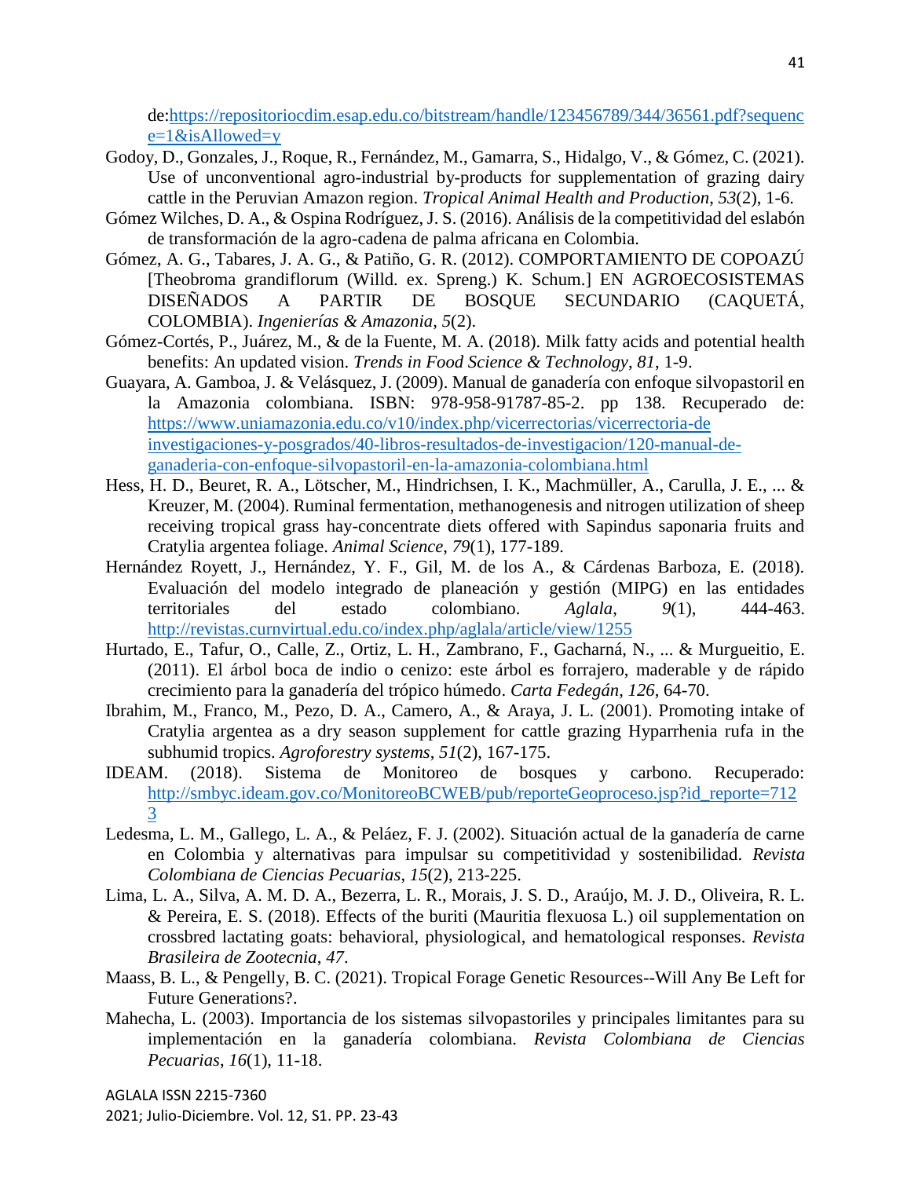de:https://repositoriocdim.esap.edu.co/bitstream/handle/123456789/344/36561.pdf?sequence=1&isAllowed=y

Godoy, D., Gonzales, J., Roque, R., Fernández, M., Gamarra, S., Hidalgo, V., & Gómez, C. (2021). Use of unconventional agro-industrial by-products for supplementation of grazing dairy cattle in the Peruvian Amazon region. *Tropical Animal Health and Production*, *53*(2), 1-6.

Gómez Wilches, D. A., & Ospina Rodríguez, J. S. (2016). Análisis de la competitividad del eslabón de transformación de la agro-cadena de palma africana en Colombia.

Gómez, A. G., Tabares, J. A. G., & Patiño, G. R. (2012). COMPORTAMIENTO DE COPOAZÚ [Theobroma grandiflorum (Willd. ex. Spreng.) K. Schum.] EN AGROECOSISTEMAS DISEÑADOS A PARTIR DE BOSQUE SECUNDARIO (CAQUETÁ, COLOMBIA). *Ingenierías & Amazonia*, *5*(2).

Gómez-Cortés, P., Juárez, M., & de la Fuente, M. A. (2018). Milk fatty acids and potential health benefits: An updated vision. *Trends in Food Science & Technology*, *81*, 1-9.

Guayara, A. Gamboa, J. & Velásquez, J. (2009). Manual de ganadería con enfoque silvopastoril en la Amazonia colombiana. ISBN: 978-958-91787-85-2. pp 138. Recuperado de: https://www.uniamazonia.edu.co/v10/index.php/vicerrectorias/vicerrectoria-de investigaciones-y-posgrados/40-libros-resultados-de-investigacion/120-manual-de-ganaderia-con-enfoque-silvopastoril-en-la-amazonia-colombiana.html

Hess, H. D., Beuret, R. A., Lötscher, M., Hindrichsen, I. K., Machmüller, A., Carulla, J. E., ... & Kreuzer, M. (2004). Ruminal fermentation, methanogenesis and nitrogen utilization of sheep receiving tropical grass hay-concentrate diets offered with Sapindus saponaria fruits and Cratylia argentea foliage. *Animal Science*, *79*(1), 177-189.

Hernández Royett, J., Hernández, Y. F., Gil, M. de los A., & Cárdenas Barboza, E. (2018). Evaluación del modelo integrado de planeación y gestión (MIPG) en las entidades territoriales del estado colombiano. *Aglala*, *9*(1), 444-463. http://revistas.curnvirtual.edu.co/index.php/aglala/article/view/1255

Hurtado, E., Tafur, O., Calle, Z., Ortiz, L. H., Zambrano, F., Gacharná, N., ... & Murgueitio, E. (2011). El árbol boca de indio o cenizo: este árbol es forrajero, maderable y de rápido crecimiento para la ganadería del trópico húmedo. *Carta Fedegán*, *126*, 64-70.

Ibrahim, M., Franco, M., Pezo, D. A., Camero, A., & Araya, J. L. (2001). Promoting intake of Cratylia argentea as a dry season supplement for cattle grazing Hyparrhenia rufa in the subhumid tropics. *Agroforestry systems*, *51*(2), 167-175.

IDEAM. (2018). Sistema de Monitoreo de bosques y carbono. Recuperado: http://smbyc.ideam.gov.co/MonitoreoBCWEB/pub/reporteGeoproceso.jsp?id_reporte=7123

Ledesma, L. M., Gallego, L. A., & Peláez, F. J. (2002). Situación actual de la ganadería de carne en Colombia y alternativas para impulsar su competitividad y sostenibilidad. *Revista Colombiana de Ciencias Pecuarias*, *15*(2), 213-225.

Lima, L. A., Silva, A. M. D. A., Bezerra, L. R., Morais, J. S. D., Araújo, M. J. D., Oliveira, R. L. & Pereira, E. S. (2018). Effects of the buriti (Mauritia flexuosa L.) oil supplementation on crossbred lactating goats: behavioral, physiological, and hematological responses. *Revista Brasileira de Zootecnia*, *47*.

Maass, B. L., & Pengelly, B. C. (2021). Tropical Forage Genetic Resources--Will Any Be Left for Future Generations?.

Mahecha, L. (2003). Importancia de los sistemas silvopastoriles y principales limitantes para su implementación en la ganadería colombiana. *Revista Colombiana de Ciencias Pecuarias*, *16*(1), 11-18.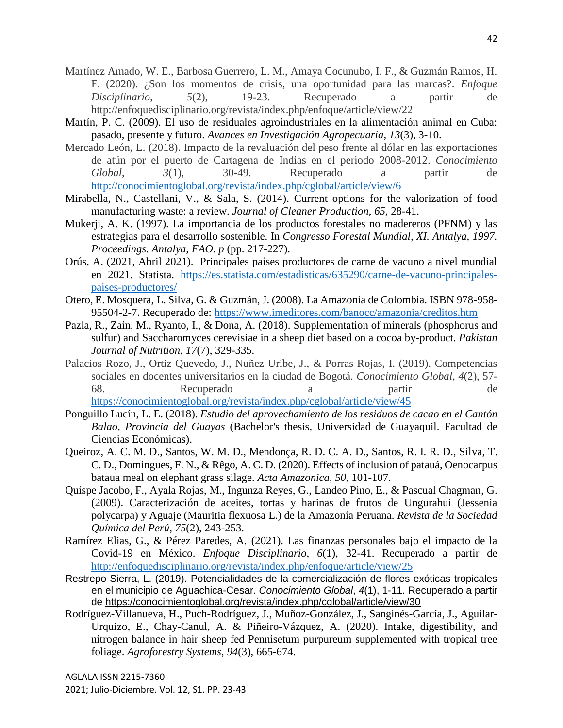Martínez Amado, W. E., Barbosa Guerrero, L. M., Amaya Cocunubo, I. F., & Guzmán Ramos, H. F. (2020). ¿Son los momentos de crisis, una oportunidad para las marcas?. *Enfoque Disciplinario*, *5*(2), 19-23. Recuperado a partir de http://enfoquedisciplinario.org/revista/index.php/enfoque/article/view/22

Martín, P. C. (2009). El uso de residuales agroindustriales en la alimentación animal en Cuba: pasado, presente y futuro. *Avances en Investigación Agropecuaria*, *13*(3), 3-10.

Mercado León, L. (2018). Impacto de la revaluación del peso frente al dólar en las exportaciones de atún por el puerto de Cartagena de Indias en el periodo 2008-2012. *Conocimiento Global*, *3*(1), 30-49. Recuperado a partir de http://conocimientoglobal.org/revista/index.php/cglobal/article/view/6

Mirabella, N., Castellani, V., & Sala, S. (2014). Current options for the valorization of food manufacturing waste: a review. *Journal of Cleaner Production*, *65*, 28-41.

Mukerji, A. K. (1997). La importancia de los productos forestales no madereros (PFNM) y las estrategias para el desarrollo sostenible. In *Congresso Forestal Mundial, XI. Antalya, 1997. Proceedings. Antalya, FAO. p* (pp. 217-227).

Orús, A. (2021, Abril 2021). Principales países productores de carne de vacuno a nivel mundial en 2021. Statista. https://es.statista.com/estadisticas/635290/carne-de-vacuno-principales-paises-productores/

Otero, E. Mosquera, L. Silva, G. & Guzmán, J. (2008). La Amazonia de Colombia. ISBN 978-958-95504-2-7. Recuperado de: https://www.imeditores.com/banocc/amazonia/creditos.htm

Pazla, R., Zain, M., Ryanto, I., & Dona, A. (2018). Supplementation of minerals (phosphorus and sulfur) and Saccharomyces cerevisiae in a sheep diet based on a cocoa by-product. *Pakistan Journal of Nutrition*, *17*(7), 329-335.

Palacios Rozo, J., Ortiz Quevedo, J., Nuñez Uribe, J., & Porras Rojas, I. (2019). Competencias sociales en docentes universitarios en la ciudad de Bogotá. *Conocimiento Global*, *4*(2), 57-68. Recuperado a partir de https://conocimientoglobal.org/revista/index.php/cglobal/article/view/45

Ponguillo Lucín, L. E. (2018). *Estudio del aprovechamiento de los residuos de cacao en el Cantón Balao, Provincia del Guayas* (Bachelor's thesis, Universidad de Guayaquil. Facultad de Ciencias Económicas).

Queiroz, A. C. M. D., Santos, W. M. D., Mendonça, R. D. C. A. D., Santos, R. I. R. D., Silva, T. C. D., Domingues, F. N., & Rêgo, A. C. D. (2020). Effects of inclusion of patauá, Oenocarpus bataua meal on elephant grass silage. *Acta Amazonica*, *50*, 101-107.

Quispe Jacobo, F., Ayala Rojas, M., Ingunza Reyes, G., Landeo Pino, E., & Pascual Chagman, G. (2009). Caracterización de aceites, tortas y harinas de frutos de Ungurahui (Jessenia polycarpa) y Aguaje (Mauritia flexuosa L.) de la Amazonía Peruana. *Revista de la Sociedad Química del Perú*, *75*(2), 243-253.

Ramírez Elias, G., & Pérez Paredes, A. (2021). Las finanzas personales bajo el impacto de la Covid-19 en México. *Enfoque Disciplinario*, *6*(1), 32-41. Recuperado a partir de http://enfoquedisciplinario.org/revista/index.php/enfoque/article/view/25

Restrepo Sierra, L. (2019). Potencialidades de la comercialización de flores exóticas tropicales en el municipio de Aguachica-Cesar. *Conocimiento Global*, *4*(1), 1-11. Recuperado a partir de https://conocimientoglobal.org/revista/index.php/cglobal/article/view/30

Rodríguez-Villanueva, H., Puch-Rodríguez, J., Muñoz-González, J., Sanginés-García, J., Aguilar-Urquizo, E., Chay-Canul, A. & Piñeiro-Vázquez, A. (2020). Intake, digestibility, and nitrogen balance in hair sheep fed Pennisetum purpureum supplemented with tropical tree foliage. *Agroforestry Systems*, *94*(3), 665-674.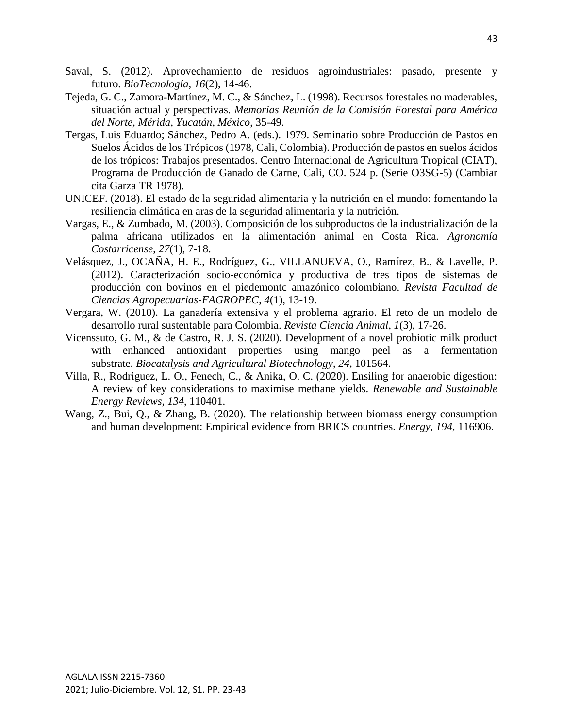Saval, S. (2012). Aprovechamiento de residuos agroindustriales: pasado, presente y futuro. *BioTecnología*, *16*(2), 14-46.

Tejeda, G. C., Zamora-Martínez, M. C., & Sánchez, L. (1998). Recursos forestales no maderables, situación actual y perspectivas. *Memorias Reunión de la Comisión Forestal para América del Norte, Mérida, Yucatán, México*, 35-49.

Tergas, Luis Eduardo; Sánchez, Pedro A. (eds.). 1979. Seminario sobre Producción de Pastos en Suelos Ácidos de los Trópicos (1978, Cali, Colombia). Producción de pastos en suelos ácidos de los trópicos: Trabajos presentados. Centro Internacional de Agricultura Tropical (CIAT), Programa de Producción de Ganado de Carne, Cali, CO. 524 p. (Serie O3SG-5) (Cambiar cita Garza TR 1978).

UNICEF. (2018). El estado de la seguridad alimentaria y la nutrición en el mundo: fomentando la resiliencia climática en aras de la seguridad alimentaria y la nutrición.

Vargas, E., & Zumbado, M. (2003). Composición de los subproductos de la industrialización de la palma africana utilizados en la alimentación animal en Costa Rica. *Agronomía Costarricense*, *27*(1), 7-18.

Velásquez, J., OCAÑA, H. E., Rodríguez, G., VILLANUEVA, O., Ramírez, B., & Lavelle, P. (2012). Caracterización socio-económica y productiva de tres tipos de sistemas de producción con bovinos en el piedemontc amazónico colombiano. *Revista Facultad de Ciencias Agropecuarias-FAGROPEC*, *4*(1), 13-19.

Vergara, W. (2010). La ganadería extensiva y el problema agrario. El reto de un modelo de desarrollo rural sustentable para Colombia. *Revista Ciencia Animal*, *1*(3), 17-26.

Vicenssuto, G. M., & de Castro, R. J. S. (2020). Development of a novel probiotic milk product with enhanced antioxidant properties using mango peel as a fermentation substrate. *Biocatalysis and Agricultural Biotechnology*, *24*, 101564.

Villa, R., Rodriguez, L. O., Fenech, C., & Anika, O. C. (2020). Ensiling for anaerobic digestion: A review of key considerations to maximise methane yields. *Renewable and Sustainable Energy Reviews*, *134*, 110401.

Wang, Z., Bui, Q., & Zhang, B. (2020). The relationship between biomass energy consumption and human development: Empirical evidence from BRICS countries. *Energy*, *194*, 116906.